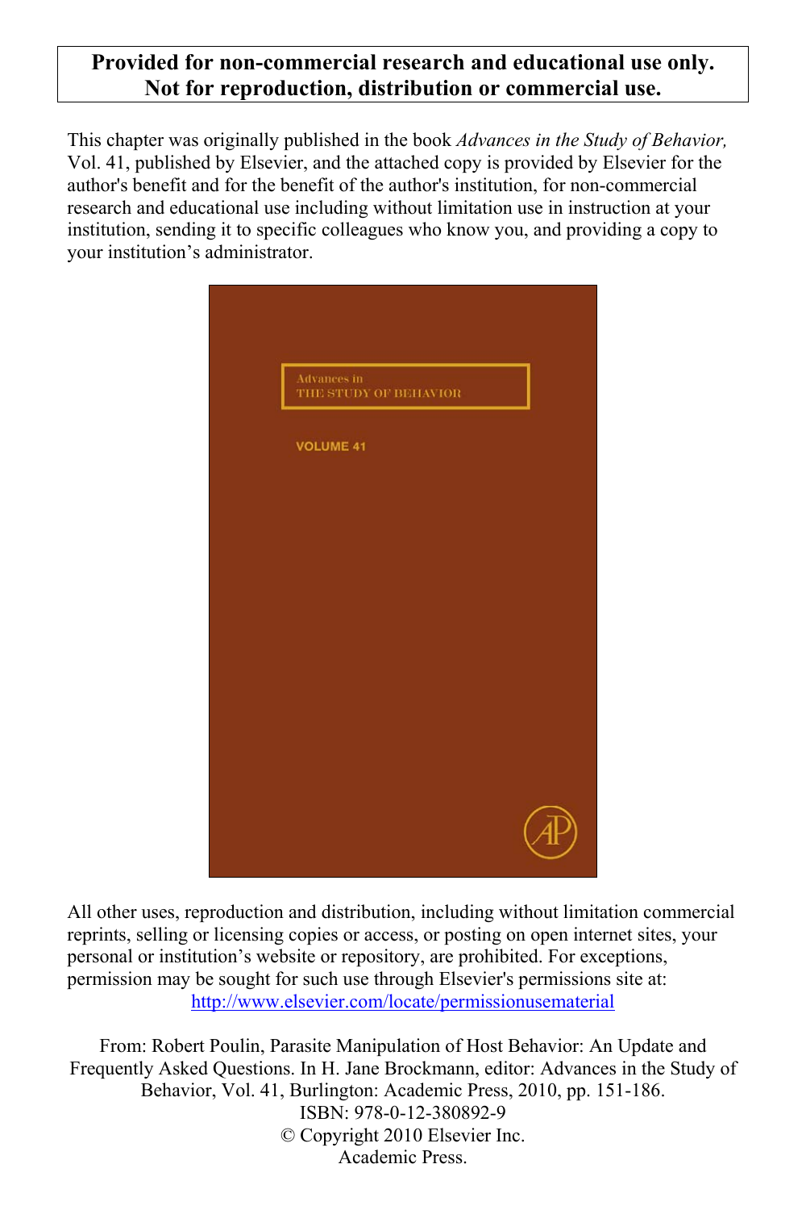**Provided for non-commercial research and educational use only.**
**Not for reproduction, distribution or commercial use.**

This chapter was originally published in the book *Advances in the Study of Behavior,* Vol. 41, published by Elsevier, and the attached copy is provided by Elsevier for the author's benefit and for the benefit of the author's institution, for non-commercial research and educational use including without limitation use in instruction at your institution, sending it to specific colleagues who know you, and providing a copy to your institution's administrator.

Advances in
THE STUDY OF BEHAVIOR

VOLUME 41

All other uses, reproduction and distribution, including without limitation commercial reprints, selling or licensing copies or access, or posting on open internet sites, your personal or institution's website or repository, are prohibited. For exceptions, permission may be sought for such use through Elsevier's permissions site at:
http://www.elsevier.com/locate/permissionusematerial

From: Robert Poulin, Parasite Manipulation of Host Behavior: An Update and Frequently Asked Questions. In H. Jane Brockmann, editor: Advances in the Study of Behavior, Vol. 41, Burlington: Academic Press, 2010, pp. 151-186.
ISBN: 978-0-12-380892-9
© Copyright 2010 Elsevier Inc.
Academic Press.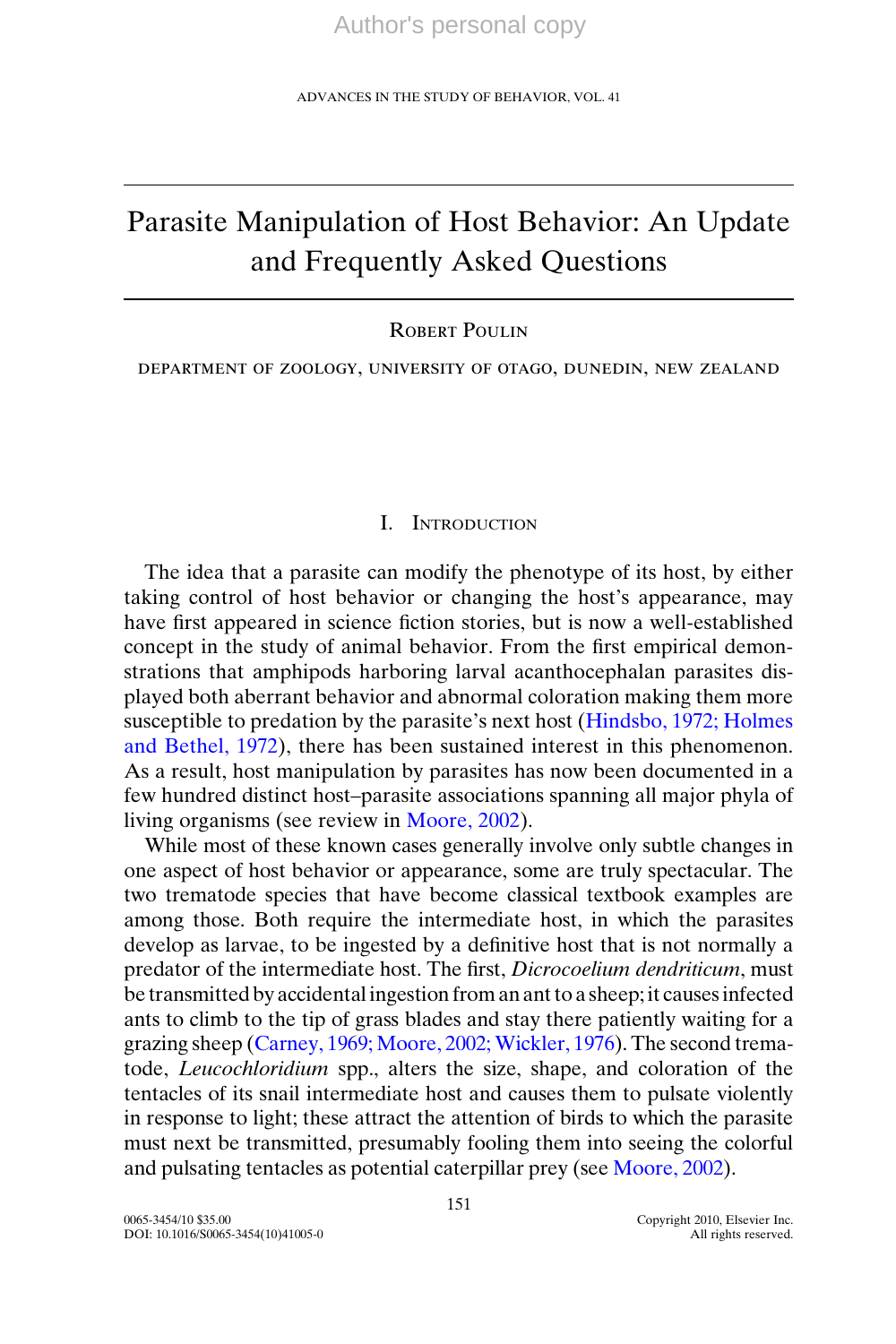# Parasite Manipulation of Host Behavior: An Update and Frequently Asked Questions

Robert Poulin

department of zoology, university of otago, dunedin, new zealand

## I. Introduction

The idea that a parasite can modify the phenotype of its host, by either taking control of host behavior or changing the host's appearance, may have first appeared in science fiction stories, but is now a well-established concept in the study of animal behavior. From the first empirical demonstrations that amphipods harboring larval acanthocephalan parasites displayed both aberrant behavior and abnormal coloration making them more susceptible to predation by the parasite's next host (Hindsbo, 1972; Holmes and Bethel, 1972), there has been sustained interest in this phenomenon. As a result, host manipulation by parasites has now been documented in a few hundred distinct host–parasite associations spanning all major phyla of living organisms (see review in Moore, 2002).

While most of these known cases generally involve only subtle changes in one aspect of host behavior or appearance, some are truly spectacular. The two trematode species that have become classical textbook examples are among those. Both require the intermediate host, in which the parasites develop as larvae, to be ingested by a definitive host that is not normally a predator of the intermediate host. The first, *Dicrocoelium dendriticum*, must be transmitted by accidental ingestion from an ant to a sheep; it causes infected ants to climb to the tip of grass blades and stay there patiently waiting for a grazing sheep (Carney, 1969; Moore, 2002; Wickler, 1976). The second trematode, *Leucochloridium* spp., alters the size, shape, and coloration of the tentacles of its snail intermediate host and causes them to pulsate violently in response to light; these attract the attention of birds to which the parasite must next be transmitted, presumably fooling them into seeing the colorful and pulsating tentacles as potential caterpillar prey (see Moore, 2002).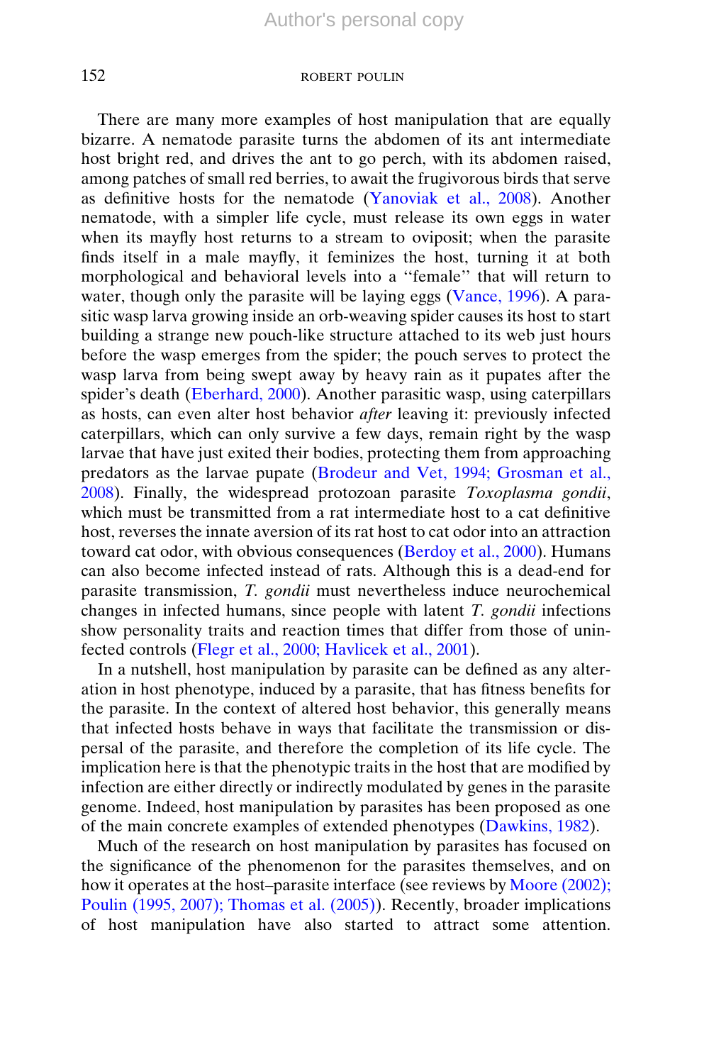There are many more examples of host manipulation that are equally bizarre. A nematode parasite turns the abdomen of its ant intermediate host bright red, and drives the ant to go perch, with its abdomen raised, among patches of small red berries, to await the frugivorous birds that serve as definitive hosts for the nematode (Yanoviak et al., 2008). Another nematode, with a simpler life cycle, must release its own eggs in water when its mayfly host returns to a stream to oviposit; when the parasite finds itself in a male mayfly, it feminizes the host, turning it at both morphological and behavioral levels into a ''female'' that will return to water, though only the parasite will be laying eggs (Vance, 1996). A parasitic wasp larva growing inside an orb-weaving spider causes its host to start building a strange new pouch-like structure attached to its web just hours before the wasp emerges from the spider; the pouch serves to protect the wasp larva from being swept away by heavy rain as it pupates after the spider's death (Eberhard, 2000). Another parasitic wasp, using caterpillars as hosts, can even alter host behavior *after* leaving it: previously infected caterpillars, which can only survive a few days, remain right by the wasp larvae that have just exited their bodies, protecting them from approaching predators as the larvae pupate (Brodeur and Vet, 1994; Grosman et al., 2008). Finally, the widespread protozoan parasite *Toxoplasma gondii*, which must be transmitted from a rat intermediate host to a cat definitive host, reverses the innate aversion of its rat host to cat odor into an attraction toward cat odor, with obvious consequences (Berdoy et al., 2000). Humans can also become infected instead of rats. Although this is a dead-end for parasite transmission, *T. gondii* must nevertheless induce neurochemical changes in infected humans, since people with latent *T. gondii* infections show personality traits and reaction times that differ from those of uninfected controls (Flegr et al., 2000; Havlicek et al., 2001).

In a nutshell, host manipulation by parasite can be defined as any alteration in host phenotype, induced by a parasite, that has fitness benefits for the parasite. In the context of altered host behavior, this generally means that infected hosts behave in ways that facilitate the transmission or dispersal of the parasite, and therefore the completion of its life cycle. The implication here is that the phenotypic traits in the host that are modified by infection are either directly or indirectly modulated by genes in the parasite genome. Indeed, host manipulation by parasites has been proposed as one of the main concrete examples of extended phenotypes (Dawkins, 1982).

Much of the research on host manipulation by parasites has focused on the significance of the phenomenon for the parasites themselves, and on how it operates at the host–parasite interface (see reviews by Moore (2002); Poulin (1995, 2007); Thomas et al. (2005)). Recently, broader implications of host manipulation have also started to attract some attention.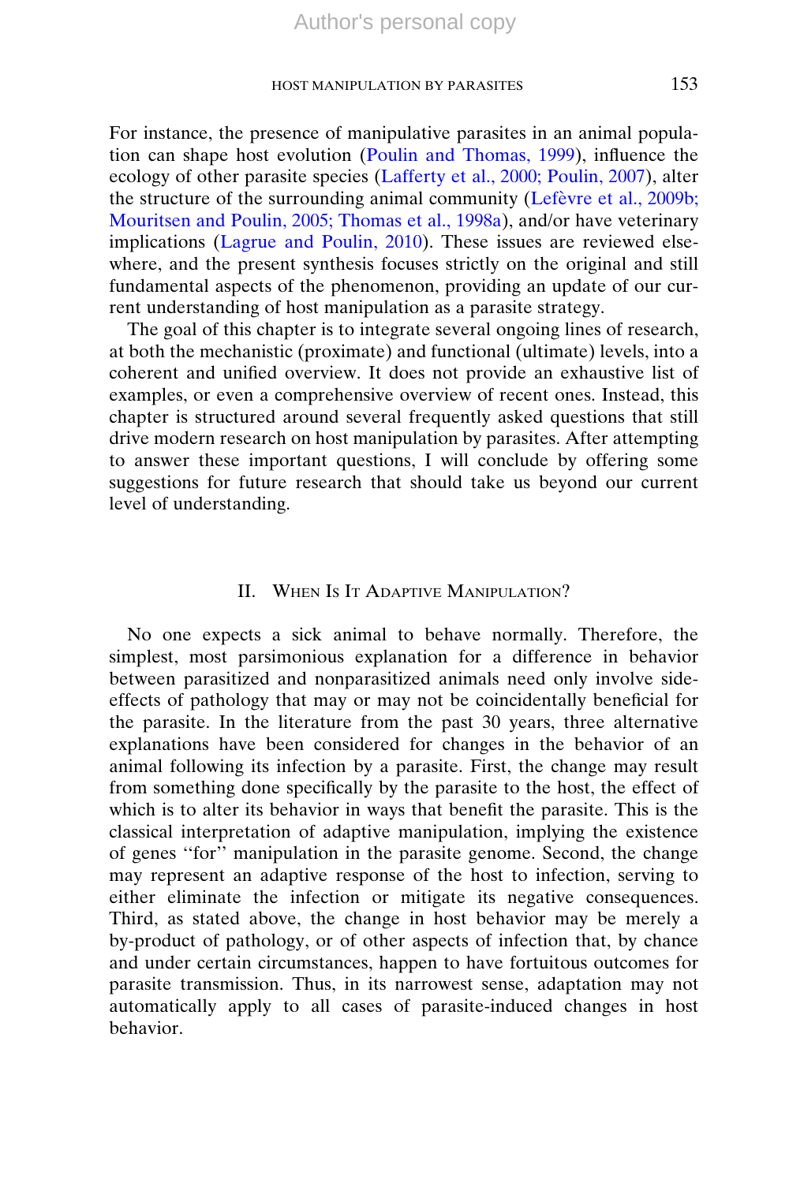For instance, the presence of manipulative parasites in an animal population can shape host evolution (Poulin and Thomas, 1999), influence the ecology of other parasite species (Lafferty et al., 2000; Poulin, 2007), alter the structure of the surrounding animal community (Lefèvre et al., 2009b; Mouritsen and Poulin, 2005; Thomas et al., 1998a), and/or have veterinary implications (Lagrue and Poulin, 2010). These issues are reviewed elsewhere, and the present synthesis focuses strictly on the original and still fundamental aspects of the phenomenon, providing an update of our current understanding of host manipulation as a parasite strategy.

The goal of this chapter is to integrate several ongoing lines of research, at both the mechanistic (proximate) and functional (ultimate) levels, into a coherent and unified overview. It does not provide an exhaustive list of examples, or even a comprehensive overview of recent ones. Instead, this chapter is structured around several frequently asked questions that still drive modern research on host manipulation by parasites. After attempting to answer these important questions, I will conclude by offering some suggestions for future research that should take us beyond our current level of understanding.

## II. When Is It Adaptive Manipulation?

No one expects a sick animal to behave normally. Therefore, the simplest, most parsimonious explanation for a difference in behavior between parasitized and nonparasitized animals need only involve side-effects of pathology that may or may not be coincidentally beneficial for the parasite. In the literature from the past 30 years, three alternative explanations have been considered for changes in the behavior of an animal following its infection by a parasite. First, the change may result from something done specifically by the parasite to the host, the effect of which is to alter its behavior in ways that benefit the parasite. This is the classical interpretation of adaptive manipulation, implying the existence of genes "for" manipulation in the parasite genome. Second, the change may represent an adaptive response of the host to infection, serving to either eliminate the infection or mitigate its negative consequences. Third, as stated above, the change in host behavior may be merely a by-product of pathology, or of other aspects of infection that, by chance and under certain circumstances, happen to have fortuitous outcomes for parasite transmission. Thus, in its narrowest sense, adaptation may not automatically apply to all cases of parasite-induced changes in host behavior.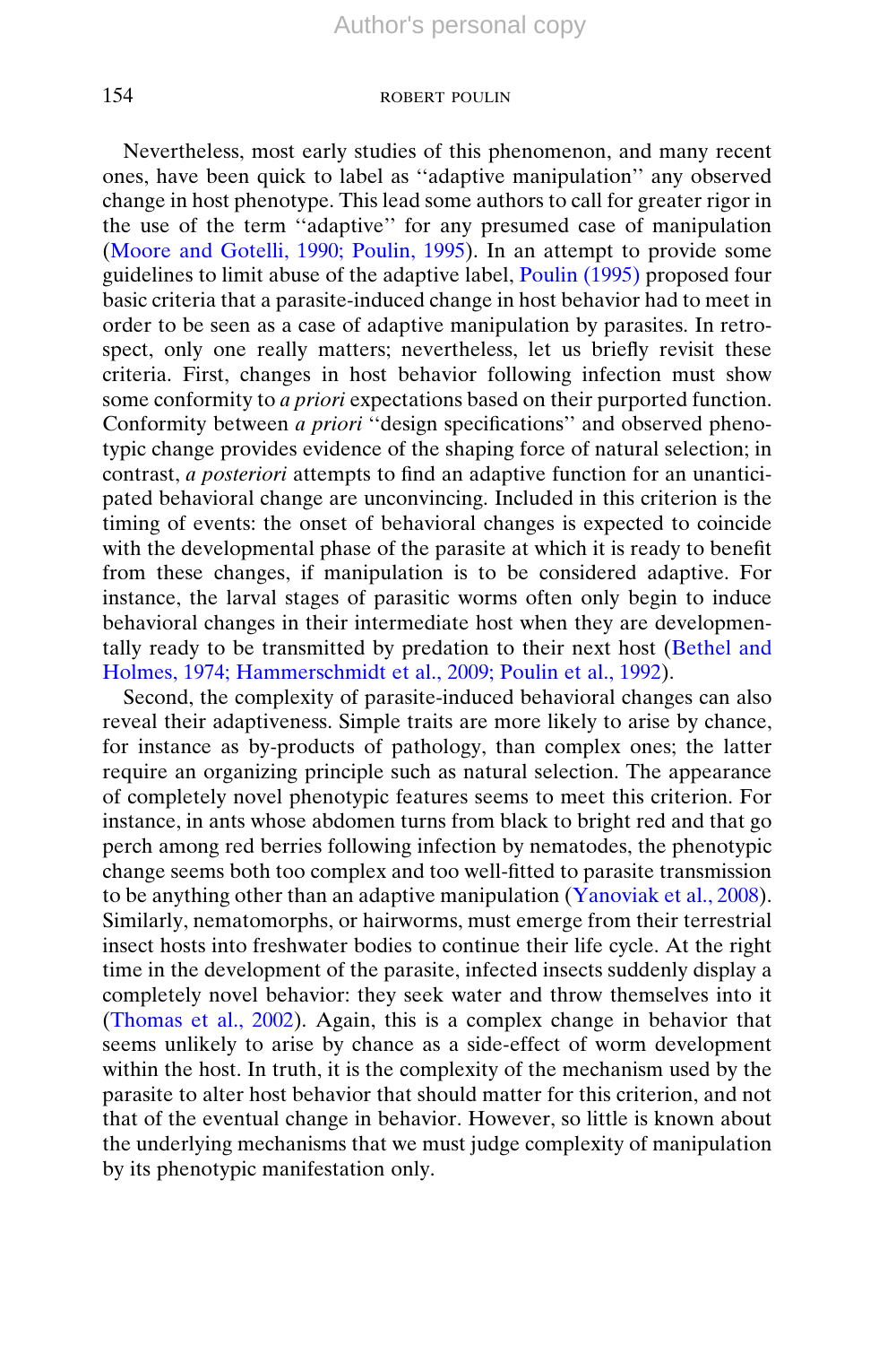Nevertheless, most early studies of this phenomenon, and many recent ones, have been quick to label as ‘‘adaptive manipulation’’ any observed change in host phenotype. This lead some authors to call for greater rigor in the use of the term ‘‘adaptive’’ for any presumed case of manipulation (Moore and Gotelli, 1990; Poulin, 1995). In an attempt to provide some guidelines to limit abuse of the adaptive label, Poulin (1995) proposed four basic criteria that a parasite-induced change in host behavior had to meet in order to be seen as a case of adaptive manipulation by parasites. In retrospect, only one really matters; nevertheless, let us briefly revisit these criteria. First, changes in host behavior following infection must show some conformity to *a priori* expectations based on their purported function. Conformity between *a priori* ‘‘design specifications’’ and observed phenotypic change provides evidence of the shaping force of natural selection; in contrast, *a posteriori* attempts to find an adaptive function for an unanticipated behavioral change are unconvincing. Included in this criterion is the timing of events: the onset of behavioral changes is expected to coincide with the developmental phase of the parasite at which it is ready to benefit from these changes, if manipulation is to be considered adaptive. For instance, the larval stages of parasitic worms often only begin to induce behavioral changes in their intermediate host when they are developmentally ready to be transmitted by predation to their next host (Bethel and Holmes, 1974; Hammerschmidt et al., 2009; Poulin et al., 1992).

Second, the complexity of parasite-induced behavioral changes can also reveal their adaptiveness. Simple traits are more likely to arise by chance, for instance as by-products of pathology, than complex ones; the latter require an organizing principle such as natural selection. The appearance of completely novel phenotypic features seems to meet this criterion. For instance, in ants whose abdomen turns from black to bright red and that go perch among red berries following infection by nematodes, the phenotypic change seems both too complex and too well-fitted to parasite transmission to be anything other than an adaptive manipulation (Yanoviak et al., 2008). Similarly, nematomorphs, or hairworms, must emerge from their terrestrial insect hosts into freshwater bodies to continue their life cycle. At the right time in the development of the parasite, infected insects suddenly display a completely novel behavior: they seek water and throw themselves into it (Thomas et al., 2002). Again, this is a complex change in behavior that seems unlikely to arise by chance as a side-effect of worm development within the host. In truth, it is the complexity of the mechanism used by the parasite to alter host behavior that should matter for this criterion, and not that of the eventual change in behavior. However, so little is known about the underlying mechanisms that we must judge complexity of manipulation by its phenotypic manifestation only.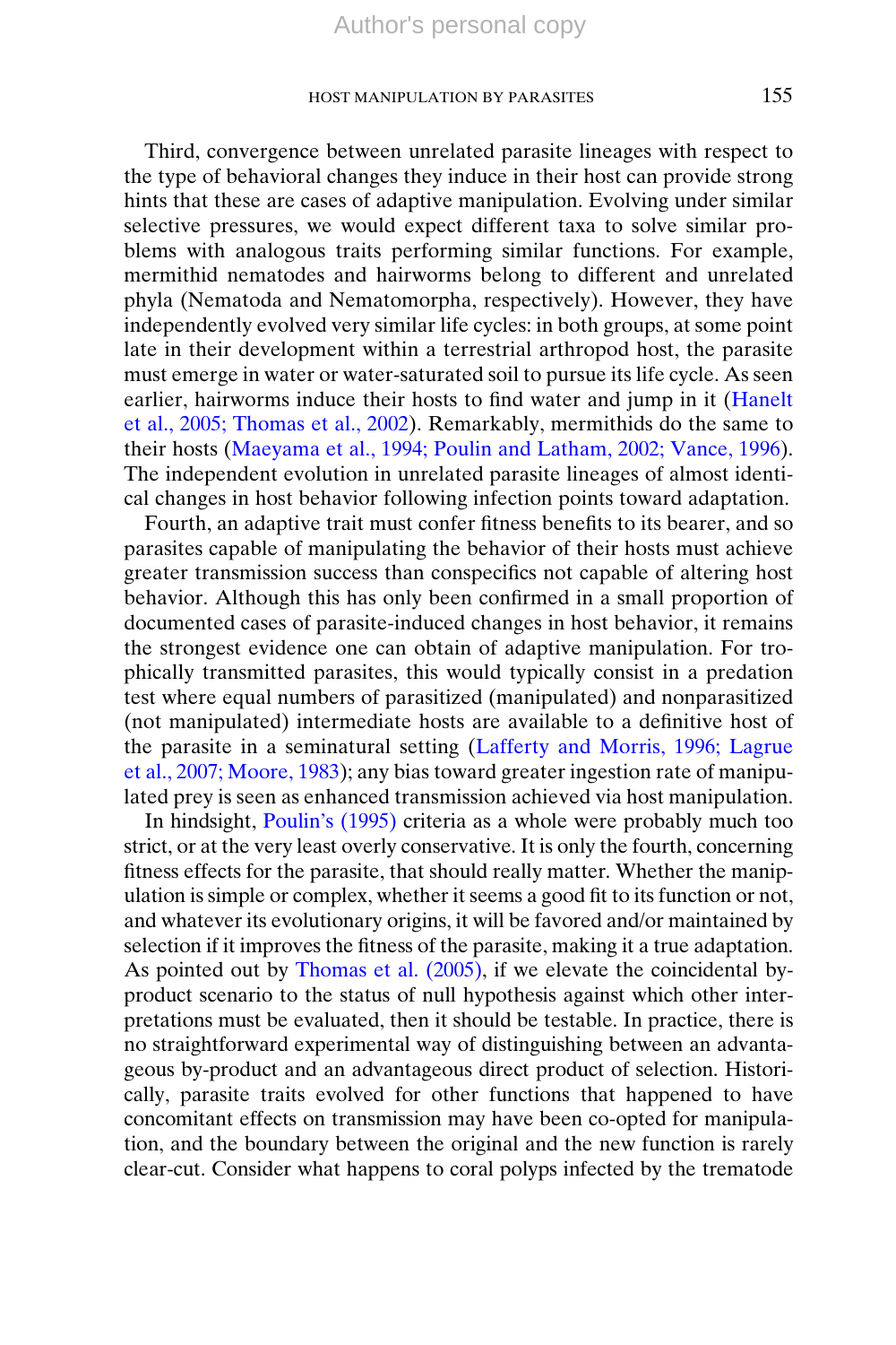Third, convergence between unrelated parasite lineages with respect to the type of behavioral changes they induce in their host can provide strong hints that these are cases of adaptive manipulation. Evolving under similar selective pressures, we would expect different taxa to solve similar problems with analogous traits performing similar functions. For example, mermithid nematodes and hairworms belong to different and unrelated phyla (Nematoda and Nematomorpha, respectively). However, they have independently evolved very similar life cycles: in both groups, at some point late in their development within a terrestrial arthropod host, the parasite must emerge in water or water-saturated soil to pursue its life cycle. As seen earlier, hairworms induce their hosts to find water and jump in it (Hanelt et al., 2005; Thomas et al., 2002). Remarkably, mermithids do the same to their hosts (Maeyama et al., 1994; Poulin and Latham, 2002; Vance, 1996). The independent evolution in unrelated parasite lineages of almost identical changes in host behavior following infection points toward adaptation.

Fourth, an adaptive trait must confer fitness benefits to its bearer, and so parasites capable of manipulating the behavior of their hosts must achieve greater transmission success than conspecifics not capable of altering host behavior. Although this has only been confirmed in a small proportion of documented cases of parasite-induced changes in host behavior, it remains the strongest evidence one can obtain of adaptive manipulation. For trophically transmitted parasites, this would typically consist in a predation test where equal numbers of parasitized (manipulated) and nonparasitized (not manipulated) intermediate hosts are available to a definitive host of the parasite in a seminatural setting (Lafferty and Morris, 1996; Lagrue et al., 2007; Moore, 1983); any bias toward greater ingestion rate of manipulated prey is seen as enhanced transmission achieved via host manipulation.

In hindsight, Poulin's (1995) criteria as a whole were probably much too strict, or at the very least overly conservative. It is only the fourth, concerning fitness effects for the parasite, that should really matter. Whether the manipulation is simple or complex, whether it seems a good fit to its function or not, and whatever its evolutionary origins, it will be favored and/or maintained by selection if it improves the fitness of the parasite, making it a true adaptation. As pointed out by Thomas et al. (2005), if we elevate the coincidental by-product scenario to the status of null hypothesis against which other interpretations must be evaluated, then it should be testable. In practice, there is no straightforward experimental way of distinguishing between an advantageous by-product and an advantageous direct product of selection. Historically, parasite traits evolved for other functions that happened to have concomitant effects on transmission may have been co-opted for manipulation, and the boundary between the original and the new function is rarely clear-cut. Consider what happens to coral polyps infected by the trematode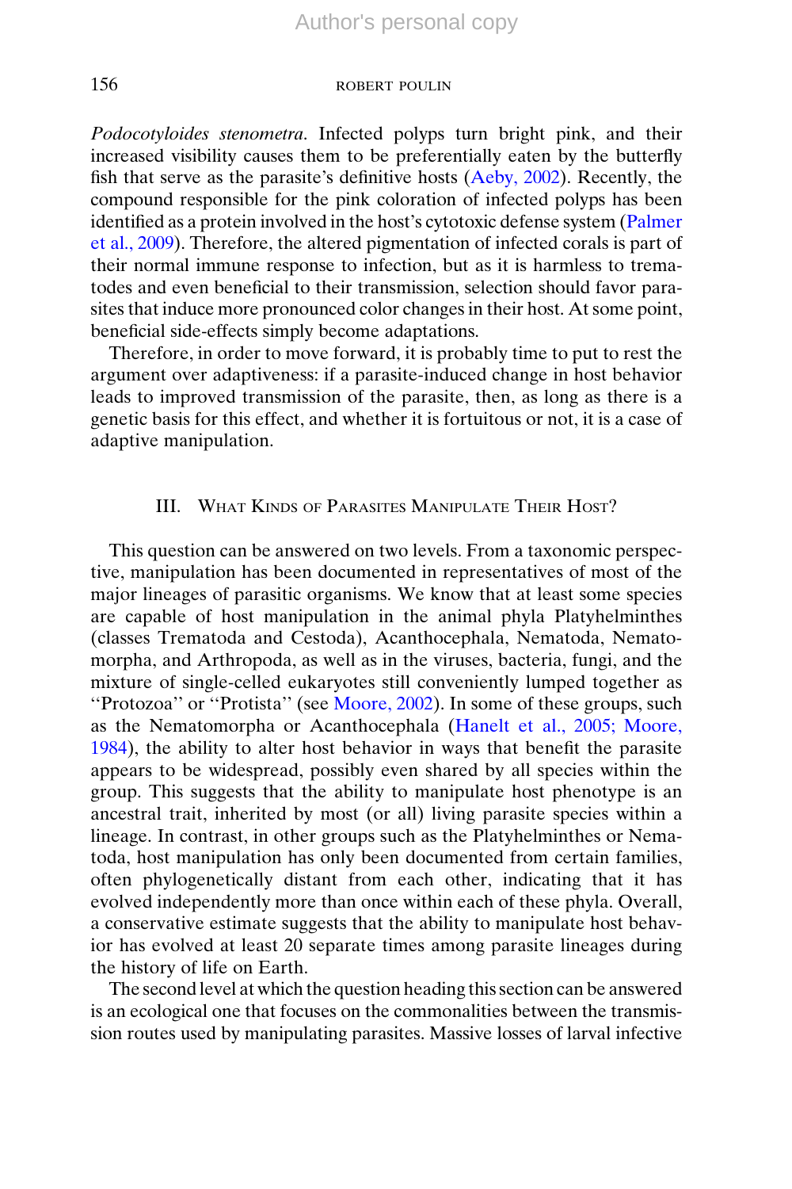*Podocotyloides stenometra*. Infected polyps turn bright pink, and their increased visibility causes them to be preferentially eaten by the butterfly fish that serve as the parasite's definitive hosts (Aeby, 2002). Recently, the compound responsible for the pink coloration of infected polyps has been identified as a protein involved in the host's cytotoxic defense system (Palmer et al., 2009). Therefore, the altered pigmentation of infected corals is part of their normal immune response to infection, but as it is harmless to trematodes and even beneficial to their transmission, selection should favor parasites that induce more pronounced color changes in their host. At some point, beneficial side-effects simply become adaptations.

Therefore, in order to move forward, it is probably time to put to rest the argument over adaptiveness: if a parasite-induced change in host behavior leads to improved transmission of the parasite, then, as long as there is a genetic basis for this effect, and whether it is fortuitous or not, it is a case of adaptive manipulation.

## III. What Kinds of Parasites Manipulate Their Host?

This question can be answered on two levels. From a taxonomic perspective, manipulation has been documented in representatives of most of the major lineages of parasitic organisms. We know that at least some species are capable of host manipulation in the animal phyla Platyhelminthes (classes Trematoda and Cestoda), Acanthocephala, Nematoda, Nematomorpha, and Arthropoda, as well as in the viruses, bacteria, fungi, and the mixture of single-celled eukaryotes still conveniently lumped together as ''Protozoa'' or ''Protista'' (see Moore, 2002). In some of these groups, such as the Nematomorpha or Acanthocephala (Hanelt et al., 2005; Moore, 1984), the ability to alter host behavior in ways that benefit the parasite appears to be widespread, possibly even shared by all species within the group. This suggests that the ability to manipulate host phenotype is an ancestral trait, inherited by most (or all) living parasite species within a lineage. In contrast, in other groups such as the Platyhelminthes or Nematoda, host manipulation has only been documented from certain families, often phylogenetically distant from each other, indicating that it has evolved independently more than once within each of these phyla. Overall, a conservative estimate suggests that the ability to manipulate host behavior has evolved at least 20 separate times among parasite lineages during the history of life on Earth.

The second level at which the question heading this section can be answered is an ecological one that focuses on the commonalities between the transmission routes used by manipulating parasites. Massive losses of larval infective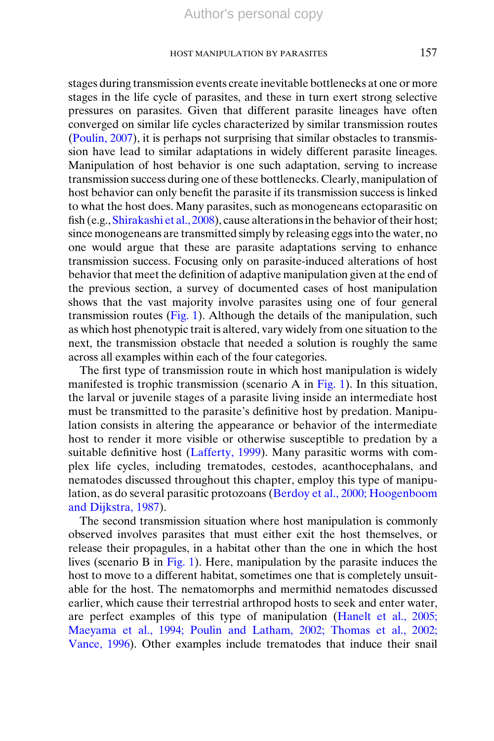stages during transmission events create inevitable bottlenecks at one or more stages in the life cycle of parasites, and these in turn exert strong selective pressures on parasites. Given that different parasite lineages have often converged on similar life cycles characterized by similar transmission routes (Poulin, 2007), it is perhaps not surprising that similar obstacles to transmission have lead to similar adaptations in widely different parasite lineages. Manipulation of host behavior is one such adaptation, serving to increase transmission success during one of these bottlenecks. Clearly, manipulation of host behavior can only benefit the parasite if its transmission success is linked to what the host does. Many parasites, such as monogeneans ectoparasitic on fish (e.g., Shirakashi et al., 2008), cause alterations in the behavior of their host; since monogeneans are transmitted simply by releasing eggs into the water, no one would argue that these are parasite adaptations serving to enhance transmission success. Focusing only on parasite-induced alterations of host behavior that meet the definition of adaptive manipulation given at the end of the previous section, a survey of documented cases of host manipulation shows that the vast majority involve parasites using one of four general transmission routes (Fig. 1). Although the details of the manipulation, such as which host phenotypic trait is altered, vary widely from one situation to the next, the transmission obstacle that needed a solution is roughly the same across all examples within each of the four categories.

The first type of transmission route in which host manipulation is widely manifested is trophic transmission (scenario A in Fig. 1). In this situation, the larval or juvenile stages of a parasite living inside an intermediate host must be transmitted to the parasite's definitive host by predation. Manipulation consists in altering the appearance or behavior of the intermediate host to render it more visible or otherwise susceptible to predation by a suitable definitive host (Lafferty, 1999). Many parasitic worms with complex life cycles, including trematodes, cestodes, acanthocephalans, and nematodes discussed throughout this chapter, employ this type of manipulation, as do several parasitic protozoans (Berdoy et al., 2000; Hoogenboom and Dijkstra, 1987).

The second transmission situation where host manipulation is commonly observed involves parasites that must either exit the host themselves, or release their propagules, in a habitat other than the one in which the host lives (scenario B in Fig. 1). Here, manipulation by the parasite induces the host to move to a different habitat, sometimes one that is completely unsuitable for the host. The nematomorphs and mermithid nematodes discussed earlier, which cause their terrestrial arthropod hosts to seek and enter water, are perfect examples of this type of manipulation (Hanelt et al., 2005; Maeyama et al., 1994; Poulin and Latham, 2002; Thomas et al., 2002; Vance, 1996). Other examples include trematodes that induce their snail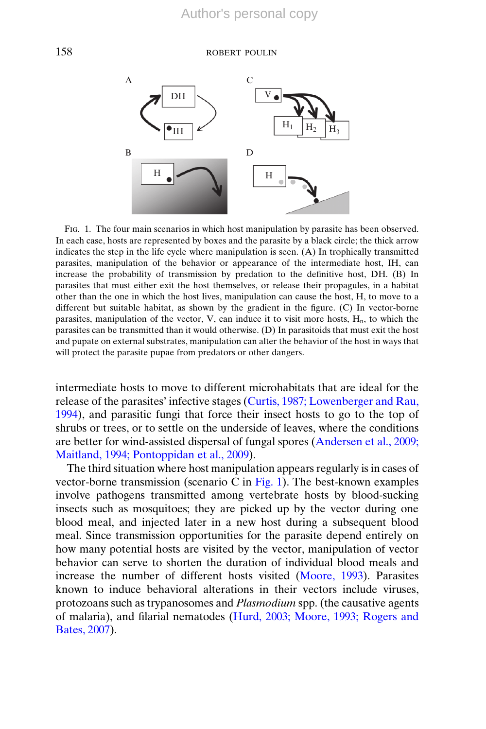FIG. 1. The four main scenarios in which host manipulation by parasite has been observed. In each case, hosts are represented by boxes and the parasite by a black circle; the thick arrow indicates the step in the life cycle where manipulation is seen. (A) In trophically transmitted parasites, manipulation of the behavior or appearance of the intermediate host, IH, can increase the probability of transmission by predation to the definitive host, DH. (B) In parasites that must either exit the host themselves, or release their propagules, in a habitat other than the one in which the host lives, manipulation can cause the host, H, to move to a different but suitable habitat, as shown by the gradient in the figure. (C) In vector-borne parasites, manipulation of the vector, V, can induce it to visit more hosts, $H_n$, to which the parasites can be transmitted than it would otherwise. (D) In parasitoids that must exit the host and pupate on external substrates, manipulation can alter the behavior of the host in ways that will protect the parasite pupae from predators or other dangers.

intermediate hosts to move to different microhabitats that are ideal for the release of the parasites' infective stages (Curtis, 1987; Lowenberger and Rau, 1994), and parasitic fungi that force their insect hosts to go to the top of shrubs or trees, or to settle on the underside of leaves, where the conditions are better for wind-assisted dispersal of fungal spores (Andersen et al., 2009; Maitland, 1994; Pontoppidan et al., 2009).

The third situation where host manipulation appears regularly is in cases of vector-borne transmission (scenario C in Fig. 1). The best-known examples involve pathogens transmitted among vertebrate hosts by blood-sucking insects such as mosquitoes; they are picked up by the vector during one blood meal, and injected later in a new host during a subsequent blood meal. Since transmission opportunities for the parasite depend entirely on how many potential hosts are visited by the vector, manipulation of vector behavior can serve to shorten the duration of individual blood meals and increase the number of different hosts visited (Moore, 1993). Parasites known to induce behavioral alterations in their vectors include viruses, protozoans such as trypanosomes and *Plasmodium* spp. (the causative agents of malaria), and filarial nematodes (Hurd, 2003; Moore, 1993; Rogers and Bates, 2007).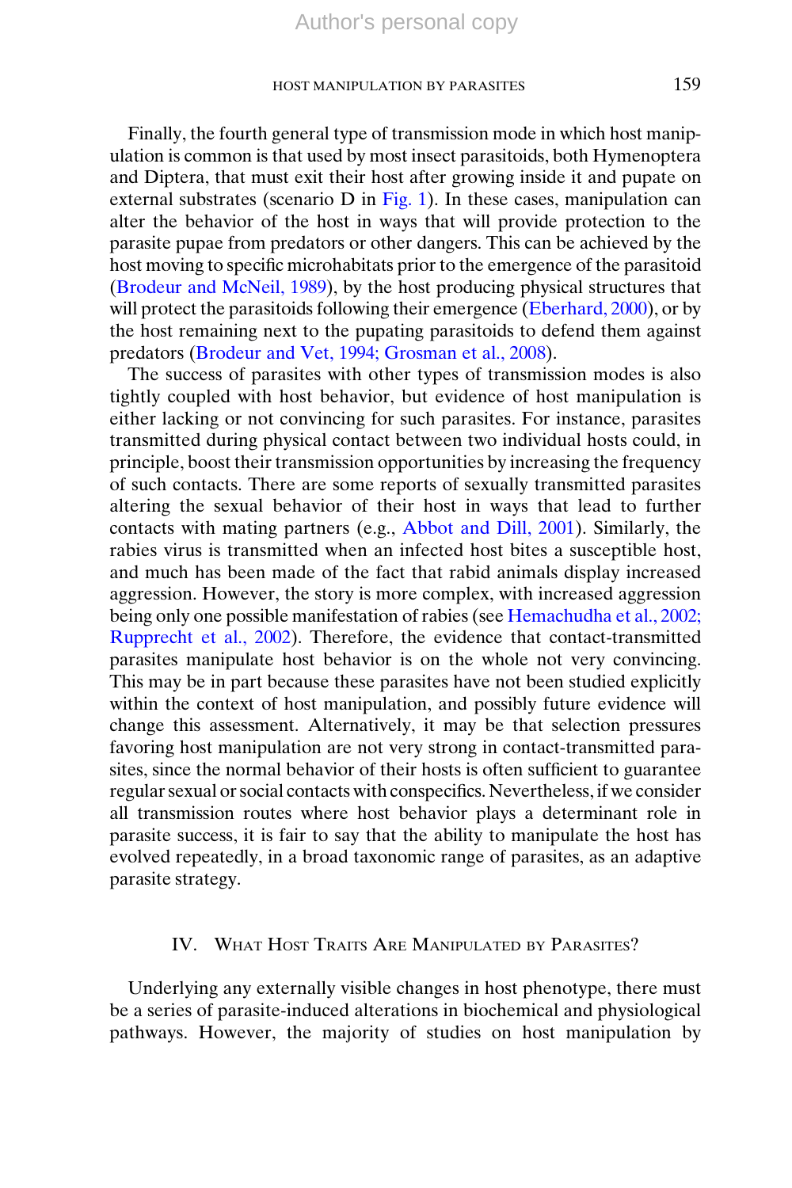Finally, the fourth general type of transmission mode in which host manipulation is common is that used by most insect parasitoids, both Hymenoptera and Diptera, that must exit their host after growing inside it and pupate on external substrates (scenario D in Fig. 1). In these cases, manipulation can alter the behavior of the host in ways that will provide protection to the parasite pupae from predators or other dangers. This can be achieved by the host moving to specific microhabitats prior to the emergence of the parasitoid (Brodeur and McNeil, 1989), by the host producing physical structures that will protect the parasitoids following their emergence (Eberhard, 2000), or by the host remaining next to the pupating parasitoids to defend them against predators (Brodeur and Vet, 1994; Grosman et al., 2008).

The success of parasites with other types of transmission modes is also tightly coupled with host behavior, but evidence of host manipulation is either lacking or not convincing for such parasites. For instance, parasites transmitted during physical contact between two individual hosts could, in principle, boost their transmission opportunities by increasing the frequency of such contacts. There are some reports of sexually transmitted parasites altering the sexual behavior of their host in ways that lead to further contacts with mating partners (e.g., Abbot and Dill, 2001). Similarly, the rabies virus is transmitted when an infected host bites a susceptible host, and much has been made of the fact that rabid animals display increased aggression. However, the story is more complex, with increased aggression being only one possible manifestation of rabies (see Hemachudha et al., 2002; Rupprecht et al., 2002). Therefore, the evidence that contact-transmitted parasites manipulate host behavior is on the whole not very convincing. This may be in part because these parasites have not been studied explicitly within the context of host manipulation, and possibly future evidence will change this assessment. Alternatively, it may be that selection pressures favoring host manipulation are not very strong in contact-transmitted parasites, since the normal behavior of their hosts is often sufficient to guarantee regular sexual or social contacts with conspecifics. Nevertheless, if we consider all transmission routes where host behavior plays a determinant role in parasite success, it is fair to say that the ability to manipulate the host has evolved repeatedly, in a broad taxonomic range of parasites, as an adaptive parasite strategy.

## IV. What Host Traits Are Manipulated by Parasites?

Underlying any externally visible changes in host phenotype, there must be a series of parasite-induced alterations in biochemical and physiological pathways. However, the majority of studies on host manipulation by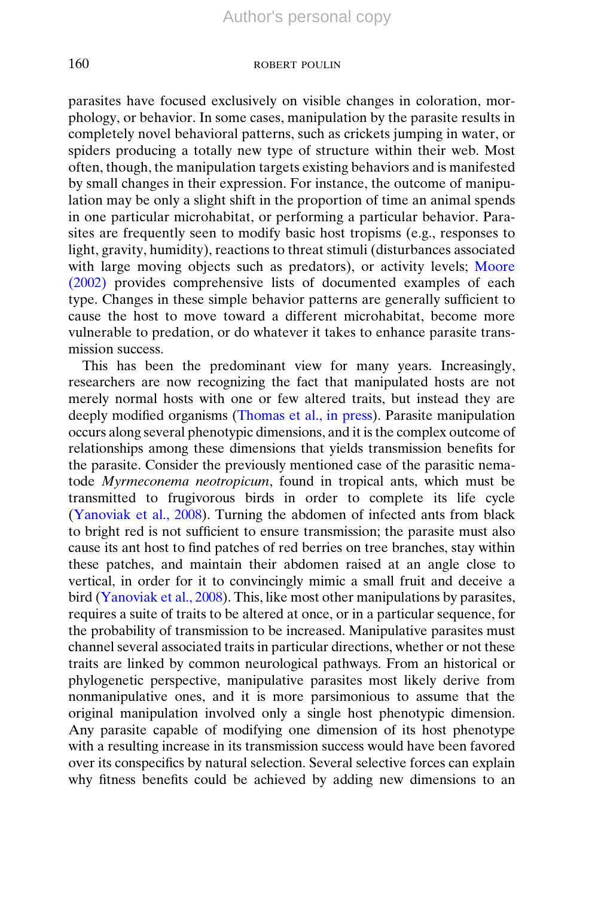parasites have focused exclusively on visible changes in coloration, morphology, or behavior. In some cases, manipulation by the parasite results in completely novel behavioral patterns, such as crickets jumping in water, or spiders producing a totally new type of structure within their web. Most often, though, the manipulation targets existing behaviors and is manifested by small changes in their expression. For instance, the outcome of manipulation may be only a slight shift in the proportion of time an animal spends in one particular microhabitat, or performing a particular behavior. Parasites are frequently seen to modify basic host tropisms (e.g., responses to light, gravity, humidity), reactions to threat stimuli (disturbances associated with large moving objects such as predators), or activity levels; Moore (2002) provides comprehensive lists of documented examples of each type. Changes in these simple behavior patterns are generally sufficient to cause the host to move toward a different microhabitat, become more vulnerable to predation, or do whatever it takes to enhance parasite transmission success.

This has been the predominant view for many years. Increasingly, researchers are now recognizing the fact that manipulated hosts are not merely normal hosts with one or few altered traits, but instead they are deeply modified organisms (Thomas et al., in press). Parasite manipulation occurs along several phenotypic dimensions, and it is the complex outcome of relationships among these dimensions that yields transmission benefits for the parasite. Consider the previously mentioned case of the parasitic nematode *Myrmeconema neotropicum*, found in tropical ants, which must be transmitted to frugivorous birds in order to complete its life cycle (Yanoviak et al., 2008). Turning the abdomen of infected ants from black to bright red is not sufficient to ensure transmission; the parasite must also cause its ant host to find patches of red berries on tree branches, stay within these patches, and maintain their abdomen raised at an angle close to vertical, in order for it to convincingly mimic a small fruit and deceive a bird (Yanoviak et al., 2008). This, like most other manipulations by parasites, requires a suite of traits to be altered at once, or in a particular sequence, for the probability of transmission to be increased. Manipulative parasites must channel several associated traits in particular directions, whether or not these traits are linked by common neurological pathways. From an historical or phylogenetic perspective, manipulative parasites most likely derive from nonmanipulative ones, and it is more parsimonious to assume that the original manipulation involved only a single host phenotypic dimension. Any parasite capable of modifying one dimension of its host phenotype with a resulting increase in its transmission success would have been favored over its conspecifics by natural selection. Several selective forces can explain why fitness benefits could be achieved by adding new dimensions to an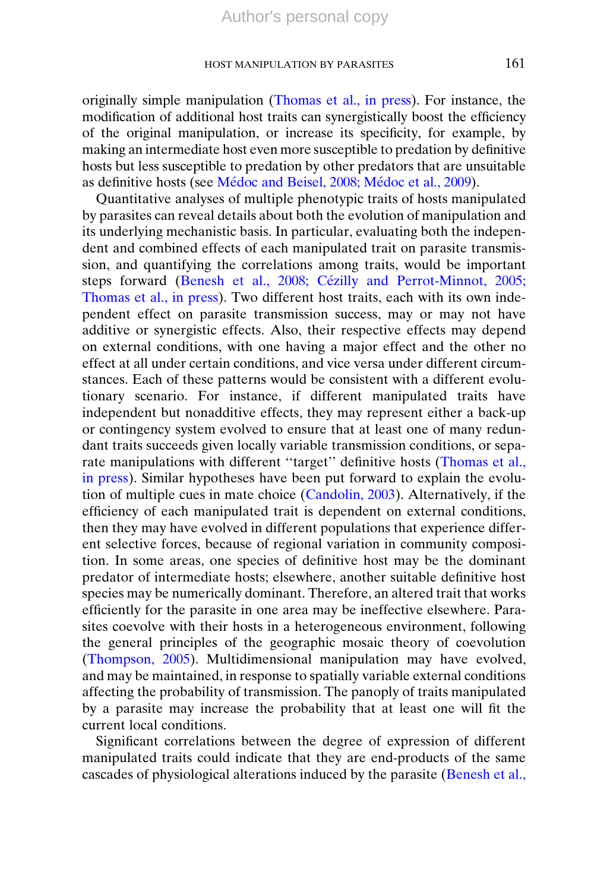originally simple manipulation (Thomas et al., in press). For instance, the modification of additional host traits can synergistically boost the efficiency of the original manipulation, or increase its specificity, for example, by making an intermediate host even more susceptible to predation by definitive hosts but less susceptible to predation by other predators that are unsuitable as definitive hosts (see Médoc and Beisel, 2008; Médoc et al., 2009).

Quantitative analyses of multiple phenotypic traits of hosts manipulated by parasites can reveal details about both the evolution of manipulation and its underlying mechanistic basis. In particular, evaluating both the independent and combined effects of each manipulated trait on parasite transmission, and quantifying the correlations among traits, would be important steps forward (Benesh et al., 2008; Cézilly and Perrot-Minnot, 2005; Thomas et al., in press). Two different host traits, each with its own independent effect on parasite transmission success, may or may not have additive or synergistic effects. Also, their respective effects may depend on external conditions, with one having a major effect and the other no effect at all under certain conditions, and vice versa under different circumstances. Each of these patterns would be consistent with a different evolutionary scenario. For instance, if different manipulated traits have independent but nonadditive effects, they may represent either a back-up or contingency system evolved to ensure that at least one of many redundant traits succeeds given locally variable transmission conditions, or separate manipulations with different ''target'' definitive hosts (Thomas et al., in press). Similar hypotheses have been put forward to explain the evolution of multiple cues in mate choice (Candolin, 2003). Alternatively, if the efficiency of each manipulated trait is dependent on external conditions, then they may have evolved in different populations that experience different selective forces, because of regional variation in community composition. In some areas, one species of definitive host may be the dominant predator of intermediate hosts; elsewhere, another suitable definitive host species may be numerically dominant. Therefore, an altered trait that works efficiently for the parasite in one area may be ineffective elsewhere. Parasites coevolve with their hosts in a heterogeneous environment, following the general principles of the geographic mosaic theory of coevolution (Thompson, 2005). Multidimensional manipulation may have evolved, and may be maintained, in response to spatially variable external conditions affecting the probability of transmission. The panoply of traits manipulated by a parasite may increase the probability that at least one will fit the current local conditions.

Significant correlations between the degree of expression of different manipulated traits could indicate that they are end-products of the same cascades of physiological alterations induced by the parasite (Benesh et al.,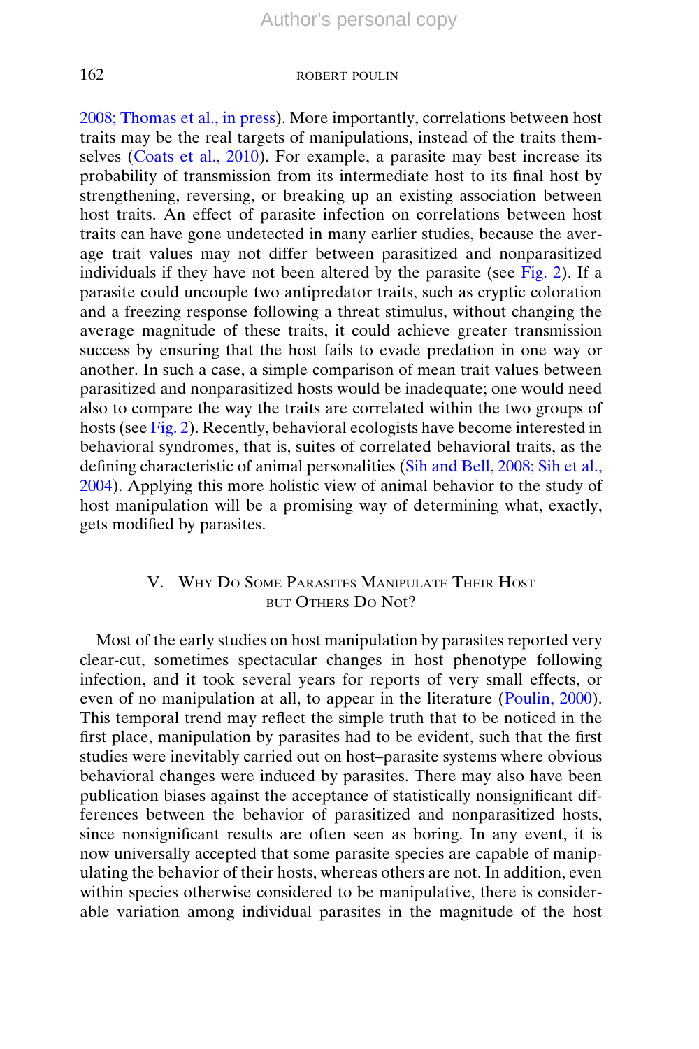2008; Thomas et al., in press). More importantly, correlations between host traits may be the real targets of manipulations, instead of the traits themselves (Coats et al., 2010). For example, a parasite may best increase its probability of transmission from its intermediate host to its final host by strengthening, reversing, or breaking up an existing association between host traits. An effect of parasite infection on correlations between host traits can have gone undetected in many earlier studies, because the average trait values may not differ between parasitized and nonparasitized individuals if they have not been altered by the parasite (see Fig. 2). If a parasite could uncouple two antipredator traits, such as cryptic coloration and a freezing response following a threat stimulus, without changing the average magnitude of these traits, it could achieve greater transmission success by ensuring that the host fails to evade predation in one way or another. In such a case, a simple comparison of mean trait values between parasitized and nonparasitized hosts would be inadequate; one would need also to compare the way the traits are correlated within the two groups of hosts (see Fig. 2). Recently, behavioral ecologists have become interested in behavioral syndromes, that is, suites of correlated behavioral traits, as the defining characteristic of animal personalities (Sih and Bell, 2008; Sih et al., 2004). Applying this more holistic view of animal behavior to the study of host manipulation will be a promising way of determining what, exactly, gets modified by parasites.

## V. Why Do Some Parasites Manipulate Their Host but Others Do Not?

Most of the early studies on host manipulation by parasites reported very clear-cut, sometimes spectacular changes in host phenotype following infection, and it took several years for reports of very small effects, or even of no manipulation at all, to appear in the literature (Poulin, 2000). This temporal trend may reflect the simple truth that to be noticed in the first place, manipulation by parasites had to be evident, such that the first studies were inevitably carried out on host–parasite systems where obvious behavioral changes were induced by parasites. There may also have been publication biases against the acceptance of statistically nonsignificant differences between the behavior of parasitized and nonparasitized hosts, since nonsignificant results are often seen as boring. In any event, it is now universally accepted that some parasite species are capable of manipulating the behavior of their hosts, whereas others are not. In addition, even within species otherwise considered to be manipulative, there is considerable variation among individual parasites in the magnitude of the host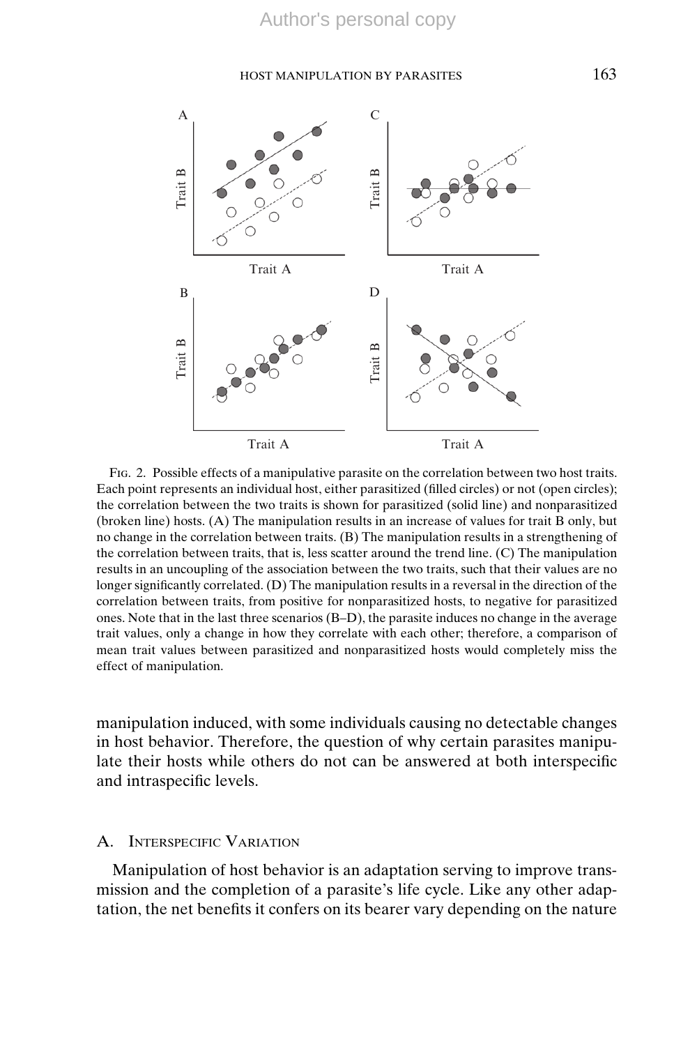FIG. 2. Possible effects of a manipulative parasite on the correlation between two host traits. Each point represents an individual host, either parasitized (filled circles) or not (open circles); the correlation between the two traits is shown for parasitized (solid line) and nonparasitized (broken line) hosts. (A) The manipulation results in an increase of values for trait B only, but no change in the correlation between traits. (B) The manipulation results in a strengthening of the correlation between traits, that is, less scatter around the trend line. (C) The manipulation results in an uncoupling of the association between the two traits, such that their values are no longer significantly correlated. (D) The manipulation results in a reversal in the direction of the correlation between traits, from positive for nonparasitized hosts, to negative for parasitized ones. Note that in the last three scenarios (B–D), the parasite induces no change in the average trait values, only a change in how they correlate with each other; therefore, a comparison of mean trait values between parasitized and nonparasitized hosts would completely miss the effect of manipulation.

manipulation induced, with some individuals causing no detectable changes in host behavior. Therefore, the question of why certain parasites manipulate their hosts while others do not can be answered at both interspecific and intraspecific levels.

## A. INTERSPECIFIC VARIATION

Manipulation of host behavior is an adaptation serving to improve transmission and the completion of a parasite's life cycle. Like any other adaptation, the net benefits it confers on its bearer vary depending on the nature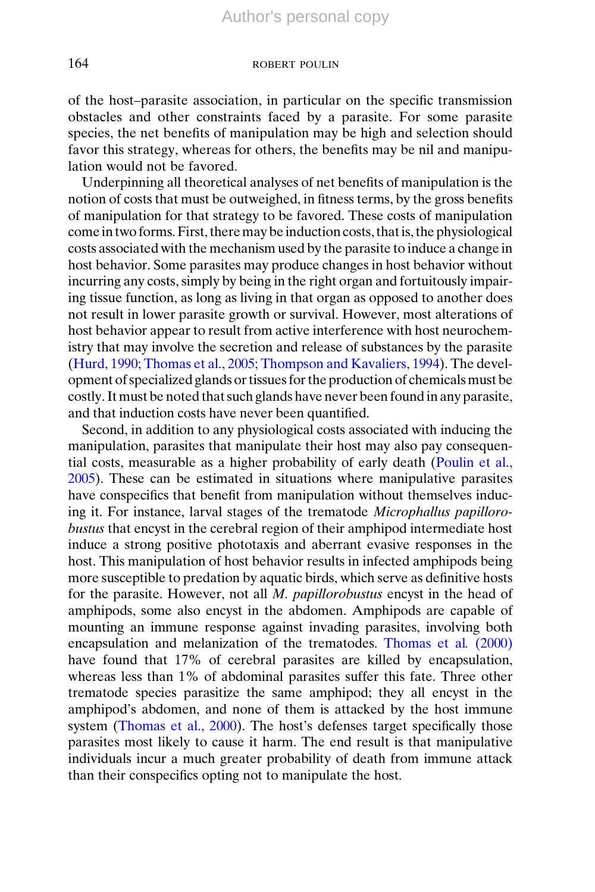of the host–parasite association, in particular on the specific transmission obstacles and other constraints faced by a parasite. For some parasite species, the net benefits of manipulation may be high and selection should favor this strategy, whereas for others, the benefits may be nil and manipulation would not be favored.

Underpinning all theoretical analyses of net benefits of manipulation is the notion of costs that must be outweighed, in fitness terms, by the gross benefits of manipulation for that strategy to be favored. These costs of manipulation come in two forms. First, there may be induction costs, that is, the physiological costs associated with the mechanism used by the parasite to induce a change in host behavior. Some parasites may produce changes in host behavior without incurring any costs, simply by being in the right organ and fortuitously impairing tissue function, as long as living in that organ as opposed to another does not result in lower parasite growth or survival. However, most alterations of host behavior appear to result from active interference with host neurochemistry that may involve the secretion and release of substances by the parasite (Hurd, 1990; Thomas et al., 2005; Thompson and Kavaliers, 1994). The development of specialized glands or tissues for the production of chemicals must be costly. It must be noted that such glands have never been found in any parasite, and that induction costs have never been quantified.

Second, in addition to any physiological costs associated with inducing the manipulation, parasites that manipulate their host may also pay consequential costs, measurable as a higher probability of early death (Poulin et al., 2005). These can be estimated in situations where manipulative parasites have conspecifics that benefit from manipulation without themselves inducing it. For instance, larval stages of the trematode *Microphallus papillorobustus* that encyst in the cerebral region of their amphipod intermediate host induce a strong positive phototaxis and aberrant evasive responses in the host. This manipulation of host behavior results in infected amphipods being more susceptible to predation by aquatic birds, which serve as definitive hosts for the parasite. However, not all *M. papillorobustus* encyst in the head of amphipods, some also encyst in the abdomen. Amphipods are capable of mounting an immune response against invading parasites, involving both encapsulation and melanization of the trematodes. Thomas et al. (2000) have found that 17% of cerebral parasites are killed by encapsulation, whereas less than 1% of abdominal parasites suffer this fate. Three other trematode species parasitize the same amphipod; they all encyst in the amphipod's abdomen, and none of them is attacked by the host immune system (Thomas et al., 2000). The host's defenses target specifically those parasites most likely to cause it harm. The end result is that manipulative individuals incur a much greater probability of death from immune attack than their conspecifics opting not to manipulate the host.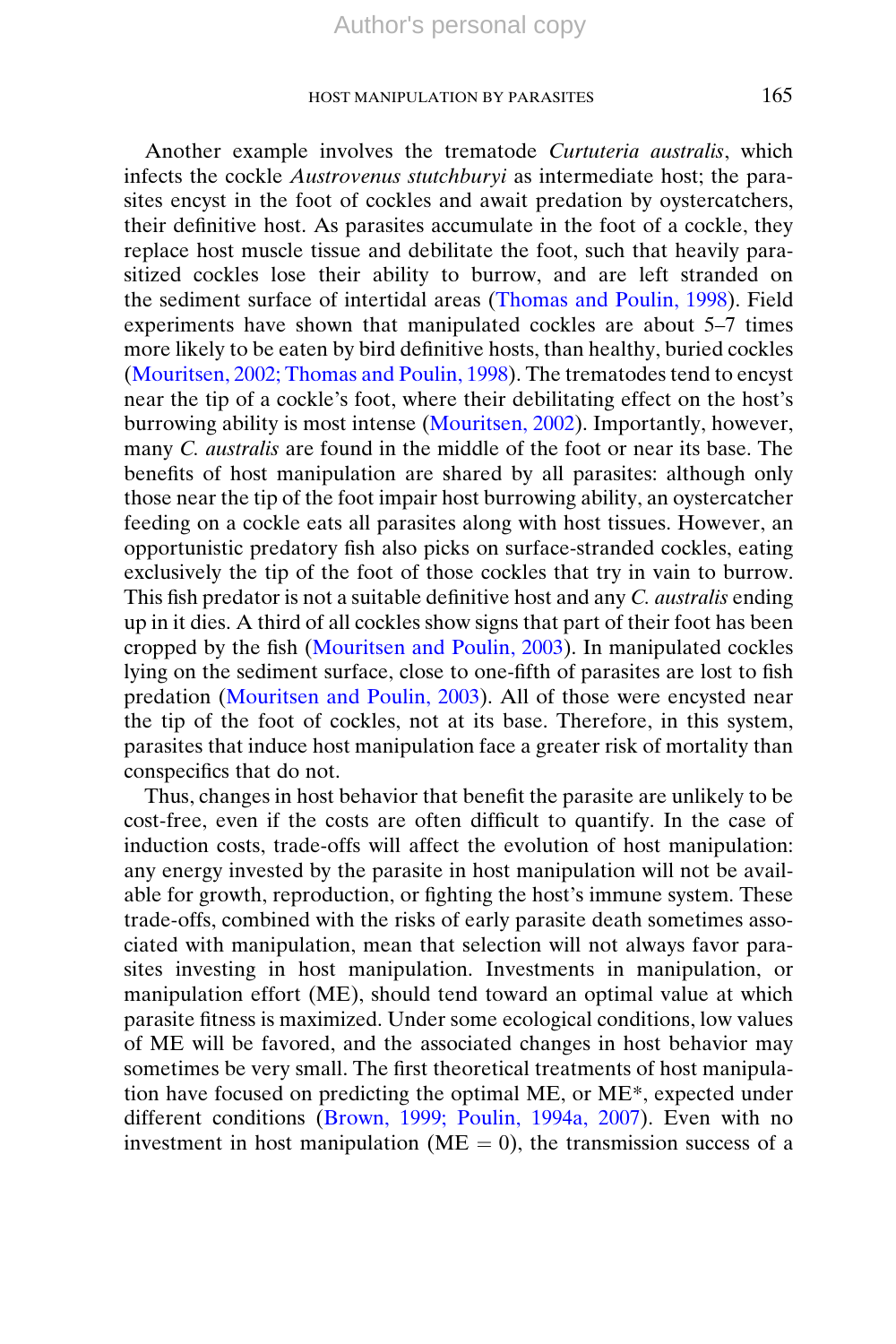Another example involves the trematode *Curtuteria australis*, which infects the cockle *Austrovenus stutchburyi* as intermediate host; the parasites encyst in the foot of cockles and await predation by oystercatchers, their definitive host. As parasites accumulate in the foot of a cockle, they replace host muscle tissue and debilitate the foot, such that heavily parasitized cockles lose their ability to burrow, and are left stranded on the sediment surface of intertidal areas (Thomas and Poulin, 1998). Field experiments have shown that manipulated cockles are about 5–7 times more likely to be eaten by bird definitive hosts, than healthy, buried cockles (Mouritsen, 2002; Thomas and Poulin, 1998). The trematodes tend to encyst near the tip of a cockle's foot, where their debilitating effect on the host's burrowing ability is most intense (Mouritsen, 2002). Importantly, however, many *C. australis* are found in the middle of the foot or near its base. The benefits of host manipulation are shared by all parasites: although only those near the tip of the foot impair host burrowing ability, an oystercatcher feeding on a cockle eats all parasites along with host tissues. However, an opportunistic predatory fish also picks on surface-stranded cockles, eating exclusively the tip of the foot of those cockles that try in vain to burrow. This fish predator is not a suitable definitive host and any *C. australis* ending up in it dies. A third of all cockles show signs that part of their foot has been cropped by the fish (Mouritsen and Poulin, 2003). In manipulated cockles lying on the sediment surface, close to one-fifth of parasites are lost to fish predation (Mouritsen and Poulin, 2003). All of those were encysted near the tip of the foot of cockles, not at its base. Therefore, in this system, parasites that induce host manipulation face a greater risk of mortality than conspecifics that do not.

Thus, changes in host behavior that benefit the parasite are unlikely to be cost-free, even if the costs are often difficult to quantify. In the case of induction costs, trade-offs will affect the evolution of host manipulation: any energy invested by the parasite in host manipulation will not be available for growth, reproduction, or fighting the host's immune system. These trade-offs, combined with the risks of early parasite death sometimes associated with manipulation, mean that selection will not always favor parasites investing in host manipulation. Investments in manipulation, or manipulation effort (ME), should tend toward an optimal value at which parasite fitness is maximized. Under some ecological conditions, low values of ME will be favored, and the associated changes in host behavior may sometimes be very small. The first theoretical treatments of host manipulation have focused on predicting the optimal ME, or ME*, expected under different conditions (Brown, 1999; Poulin, 1994a, 2007). Even with no investment in host manipulation ($\mathrm{ME} = 0$), the transmission success of a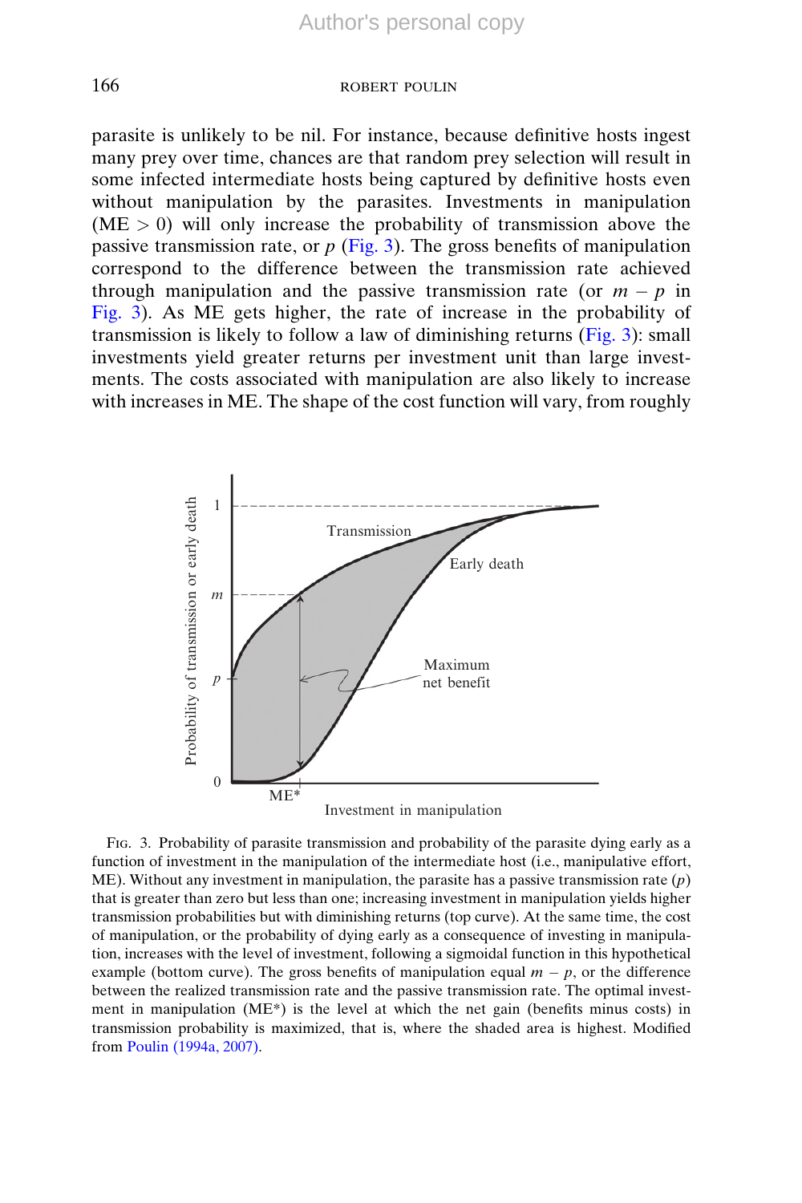parasite is unlikely to be nil. For instance, because definitive hosts ingest many prey over time, chances are that random prey selection will result in some infected intermediate hosts being captured by definitive hosts even without manipulation by the parasites. Investments in manipulation (ME > 0) will only increase the probability of transmission above the passive transmission rate, or $p$ (Fig. 3). The gross benefits of manipulation correspond to the difference between the transmission rate achieved through manipulation and the passive transmission rate (or $m - p$ in Fig. 3). As ME gets higher, the rate of increase in the probability of transmission is likely to follow a law of diminishing returns (Fig. 3): small investments yield greater returns per investment unit than large investments. The costs associated with manipulation are also likely to increase with increases in ME. The shape of the cost function will vary, from roughly

FIG. 3. Probability of parasite transmission and probability of the parasite dying early as a function of investment in the manipulation of the intermediate host (i.e., manipulative effort, ME). Without any investment in manipulation, the parasite has a passive transmission rate ($p$) that is greater than zero but less than one; increasing investment in manipulation yields higher transmission probabilities but with diminishing returns (top curve). At the same time, the cost of manipulation, or the probability of dying early as a consequence of investing in manipulation, increases with the level of investment, following a sigmoidal function in this hypothetical example (bottom curve). The gross benefits of manipulation equal $m - p$, or the difference between the realized transmission rate and the passive transmission rate. The optimal investment in manipulation (ME*) is the level at which the net gain (benefits minus costs) in transmission probability is maximized, that is, where the shaded area is highest. Modified from Poulin (1994a, 2007).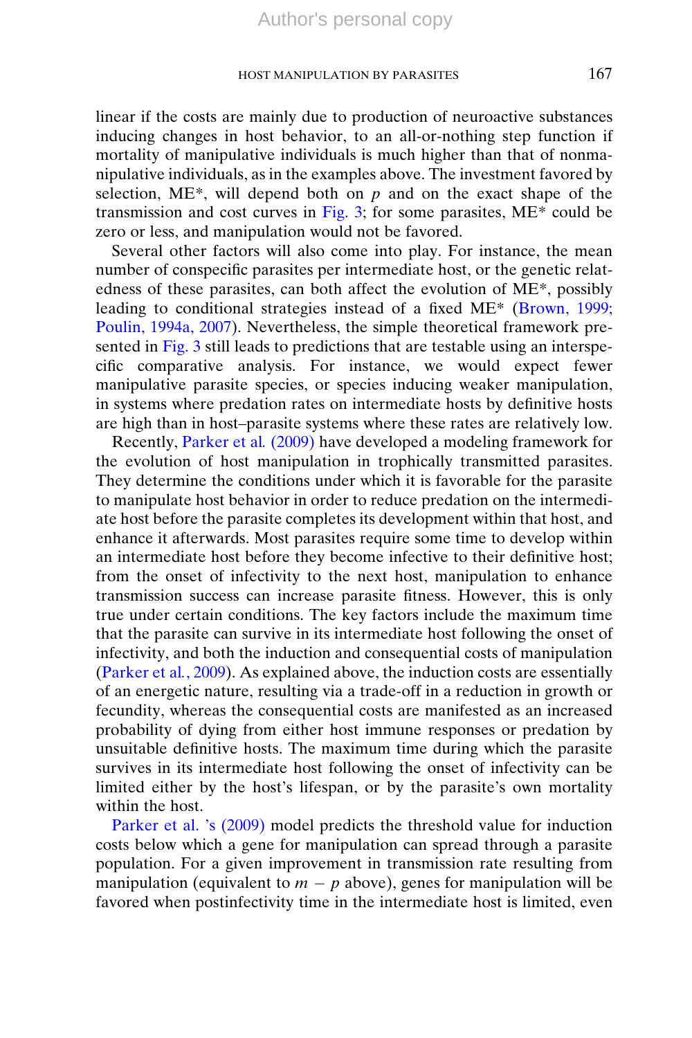linear if the costs are mainly due to production of neuroactive substances inducing changes in host behavior, to an all-or-nothing step function if mortality of manipulative individuals is much higher than that of nonmanipulative individuals, as in the examples above. The investment favored by selection, ME*, will depend both on $p$ and on the exact shape of the transmission and cost curves in Fig. 3; for some parasites, ME* could be zero or less, and manipulation would not be favored.

Several other factors will also come into play. For instance, the mean number of conspecific parasites per intermediate host, or the genetic relatedness of these parasites, can both affect the evolution of ME*, possibly leading to conditional strategies instead of a fixed ME* (Brown, 1999; Poulin, 1994a, 2007). Nevertheless, the simple theoretical framework presented in Fig. 3 still leads to predictions that are testable using an interspecific comparative analysis. For instance, we would expect fewer manipulative parasite species, or species inducing weaker manipulation, in systems where predation rates on intermediate hosts by definitive hosts are high than in host–parasite systems where these rates are relatively low.

Recently, Parker et al. (2009) have developed a modeling framework for the evolution of host manipulation in trophically transmitted parasites. They determine the conditions under which it is favorable for the parasite to manipulate host behavior in order to reduce predation on the intermediate host before the parasite completes its development within that host, and enhance it afterwards. Most parasites require some time to develop within an intermediate host before they become infective to their definitive host; from the onset of infectivity to the next host, manipulation to enhance transmission success can increase parasite fitness. However, this is only true under certain conditions. The key factors include the maximum time that the parasite can survive in its intermediate host following the onset of infectivity, and both the induction and consequential costs of manipulation (Parker et al., 2009). As explained above, the induction costs are essentially of an energetic nature, resulting via a trade-off in a reduction in growth or fecundity, whereas the consequential costs are manifested as an increased probability of dying from either host immune responses or predation by unsuitable definitive hosts. The maximum time during which the parasite survives in its intermediate host following the onset of infectivity can be limited either by the host's lifespan, or by the parasite's own mortality within the host.

Parker et al. 's (2009) model predicts the threshold value for induction costs below which a gene for manipulation can spread through a parasite population. For a given improvement in transmission rate resulting from manipulation (equivalent to $m - p$ above), genes for manipulation will be favored when postinfectivity time in the intermediate host is limited, even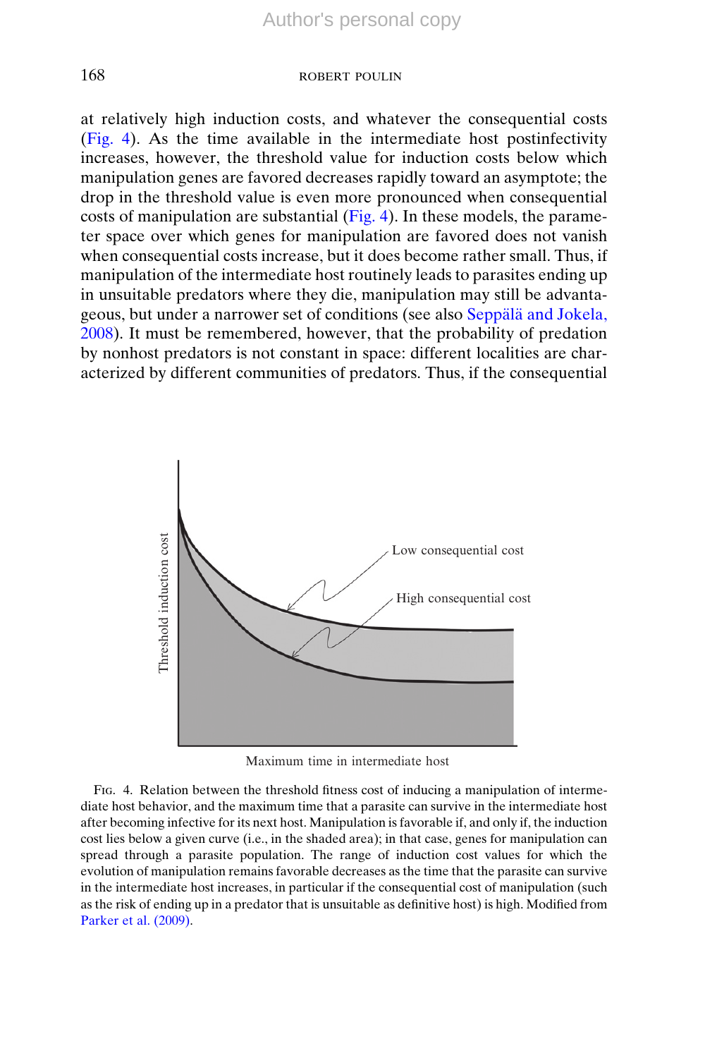at relatively high induction costs, and whatever the consequential costs (Fig. 4). As the time available in the intermediate host postinfectivity increases, however, the threshold value for induction costs below which manipulation genes are favored decreases rapidly toward an asymptote; the drop in the threshold value is even more pronounced when consequential costs of manipulation are substantial (Fig. 4). In these models, the parameter space over which genes for manipulation are favored does not vanish when consequential costs increase, but it does become rather small. Thus, if manipulation of the intermediate host routinely leads to parasites ending up in unsuitable predators where they die, manipulation may still be advantageous, but under a narrower set of conditions (see also Seppälä and Jokela, 2008). It must be remembered, however, that the probability of predation by nonhost predators is not constant in space: different localities are characterized by different communities of predators. Thus, if the consequential

Fig. 4. Relation between the threshold fitness cost of inducing a manipulation of intermediate host behavior, and the maximum time that a parasite can survive in the intermediate host after becoming infective for its next host. Manipulation is favorable if, and only if, the induction cost lies below a given curve (i.e., in the shaded area); in that case, genes for manipulation can spread through a parasite population. The range of induction cost values for which the evolution of manipulation remains favorable decreases as the time that the parasite can survive in the intermediate host increases, in particular if the consequential cost of manipulation (such as the risk of ending up in a predator that is unsuitable as definitive host) is high. Modified from Parker et al. (2009).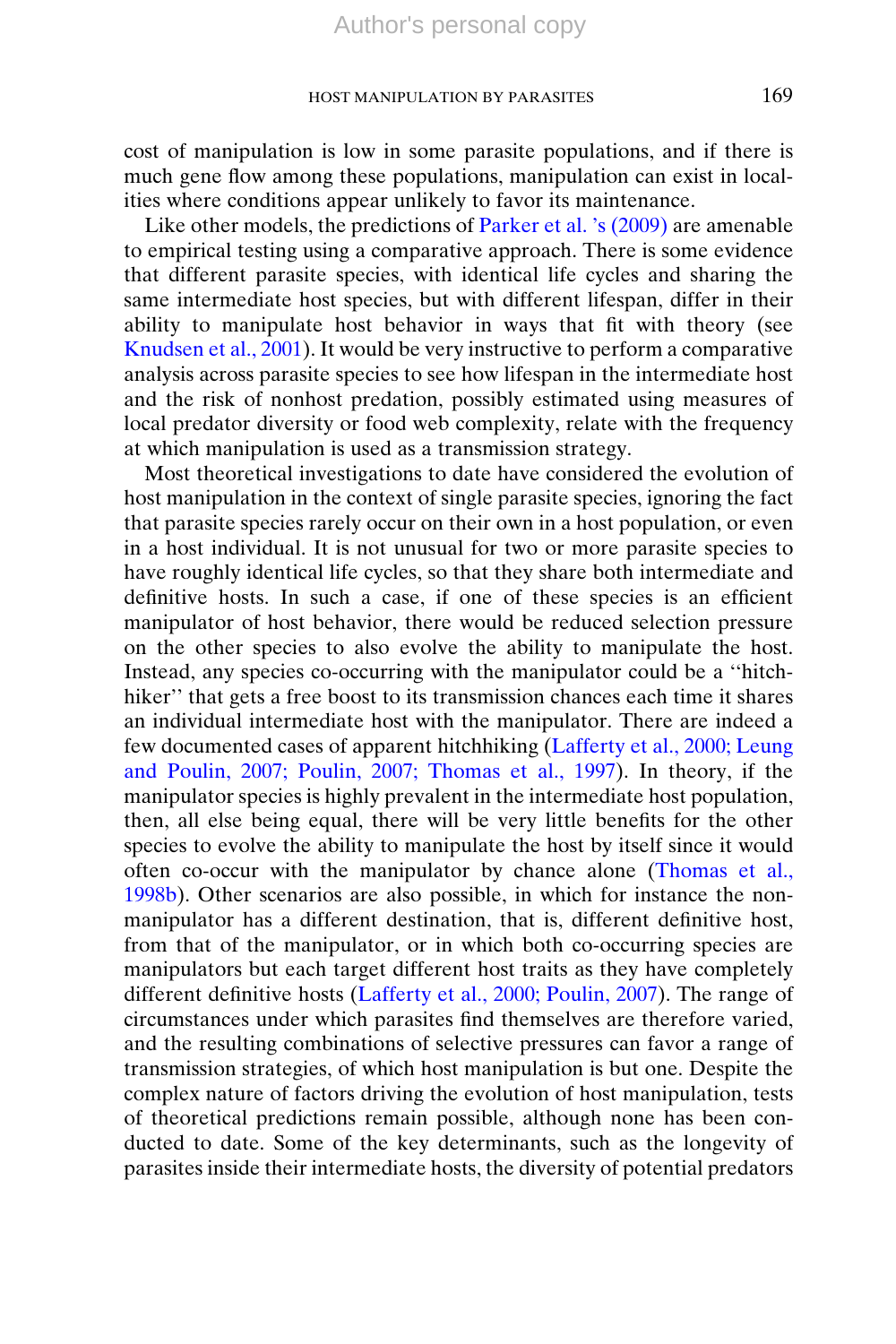cost of manipulation is low in some parasite populations, and if there is much gene flow among these populations, manipulation can exist in localities where conditions appear unlikely to favor its maintenance.

Like other models, the predictions of Parker et al. 's (2009) are amenable to empirical testing using a comparative approach. There is some evidence that different parasite species, with identical life cycles and sharing the same intermediate host species, but with different lifespan, differ in their ability to manipulate host behavior in ways that fit with theory (see Knudsen et al., 2001). It would be very instructive to perform a comparative analysis across parasite species to see how lifespan in the intermediate host and the risk of nonhost predation, possibly estimated using measures of local predator diversity or food web complexity, relate with the frequency at which manipulation is used as a transmission strategy.

Most theoretical investigations to date have considered the evolution of host manipulation in the context of single parasite species, ignoring the fact that parasite species rarely occur on their own in a host population, or even in a host individual. It is not unusual for two or more parasite species to have roughly identical life cycles, so that they share both intermediate and definitive hosts. In such a case, if one of these species is an efficient manipulator of host behavior, there would be reduced selection pressure on the other species to also evolve the ability to manipulate the host. Instead, any species co-occurring with the manipulator could be a ''hitch-hiker'' that gets a free boost to its transmission chances each time it shares an individual intermediate host with the manipulator. There are indeed a few documented cases of apparent hitchhiking (Lafferty et al., 2000; Leung and Poulin, 2007; Poulin, 2007; Thomas et al., 1997). In theory, if the manipulator species is highly prevalent in the intermediate host population, then, all else being equal, there will be very little benefits for the other species to evolve the ability to manipulate the host by itself since it would often co-occur with the manipulator by chance alone (Thomas et al., 1998b). Other scenarios are also possible, in which for instance the non-manipulator has a different destination, that is, different definitive host, from that of the manipulator, or in which both co-occurring species are manipulators but each target different host traits as they have completely different definitive hosts (Lafferty et al., 2000; Poulin, 2007). The range of circumstances under which parasites find themselves are therefore varied, and the resulting combinations of selective pressures can favor a range of transmission strategies, of which host manipulation is but one. Despite the complex nature of factors driving the evolution of host manipulation, tests of theoretical predictions remain possible, although none has been conducted to date. Some of the key determinants, such as the longevity of parasites inside their intermediate hosts, the diversity of potential predators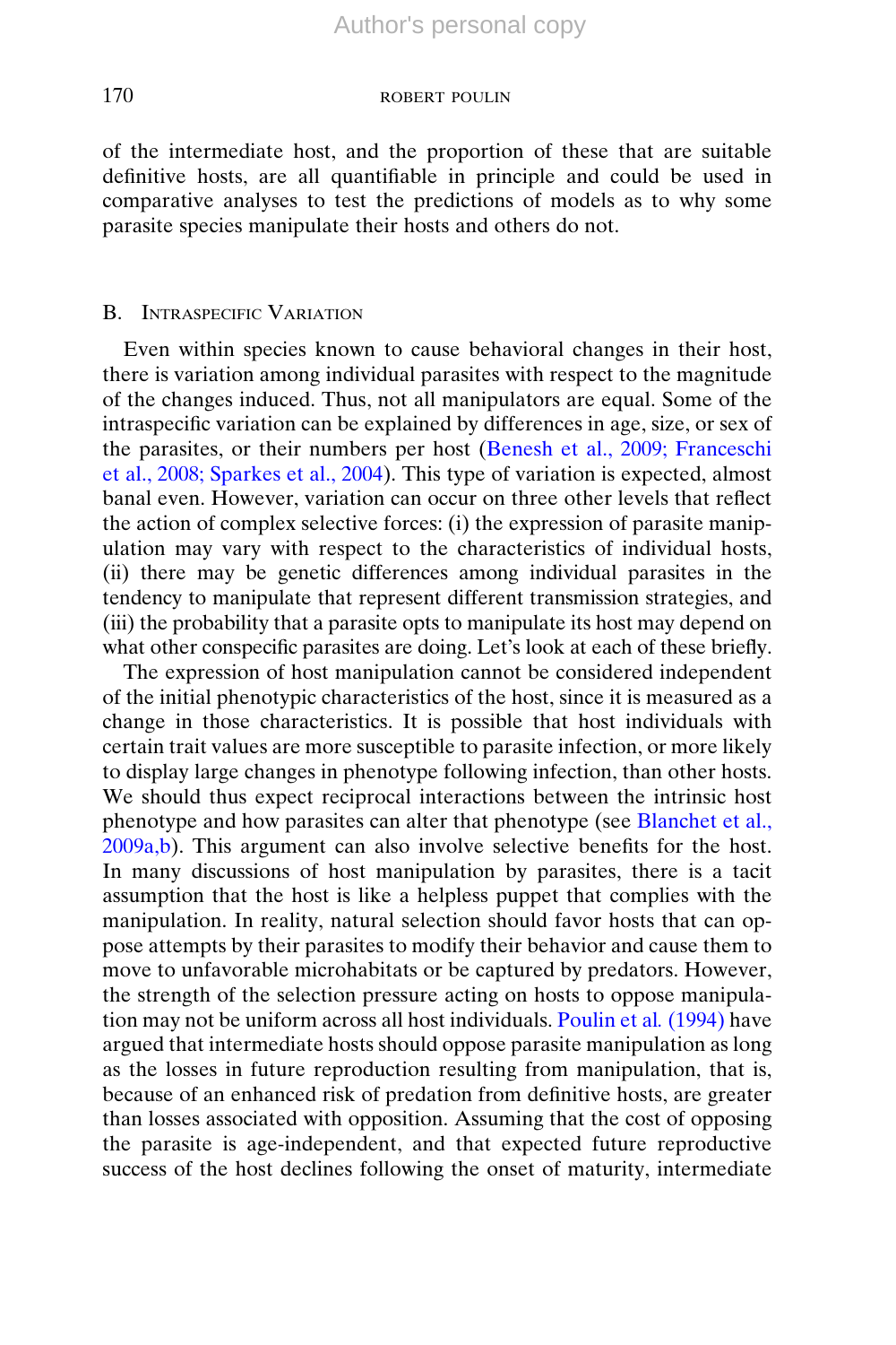of the intermediate host, and the proportion of these that are suitable definitive hosts, are all quantifiable in principle and could be used in comparative analyses to test the predictions of models as to why some parasite species manipulate their hosts and others do not.

### B. Intraspecific Variation

Even within species known to cause behavioral changes in their host, there is variation among individual parasites with respect to the magnitude of the changes induced. Thus, not all manipulators are equal. Some of the intraspecific variation can be explained by differences in age, size, or sex of the parasites, or their numbers per host (Benesh et al., 2009; Franceschi et al., 2008; Sparkes et al., 2004). This type of variation is expected, almost banal even. However, variation can occur on three other levels that reflect the action of complex selective forces: (i) the expression of parasite manipulation may vary with respect to the characteristics of individual hosts, (ii) there may be genetic differences among individual parasites in the tendency to manipulate that represent different transmission strategies, and (iii) the probability that a parasite opts to manipulate its host may depend on what other conspecific parasites are doing. Let's look at each of these briefly.

The expression of host manipulation cannot be considered independent of the initial phenotypic characteristics of the host, since it is measured as a change in those characteristics. It is possible that host individuals with certain trait values are more susceptible to parasite infection, or more likely to display large changes in phenotype following infection, than other hosts. We should thus expect reciprocal interactions between the intrinsic host phenotype and how parasites can alter that phenotype (see Blanchet et al., 2009a,b). This argument can also involve selective benefits for the host. In many discussions of host manipulation by parasites, there is a tacit assumption that the host is like a helpless puppet that complies with the manipulation. In reality, natural selection should favor hosts that can oppose attempts by their parasites to modify their behavior and cause them to move to unfavorable microhabitats or be captured by predators. However, the strength of the selection pressure acting on hosts to oppose manipulation may not be uniform across all host individuals. Poulin et al. (1994) have argued that intermediate hosts should oppose parasite manipulation as long as the losses in future reproduction resulting from manipulation, that is, because of an enhanced risk of predation from definitive hosts, are greater than losses associated with opposition. Assuming that the cost of opposing the parasite is age-independent, and that expected future reproductive success of the host declines following the onset of maturity, intermediate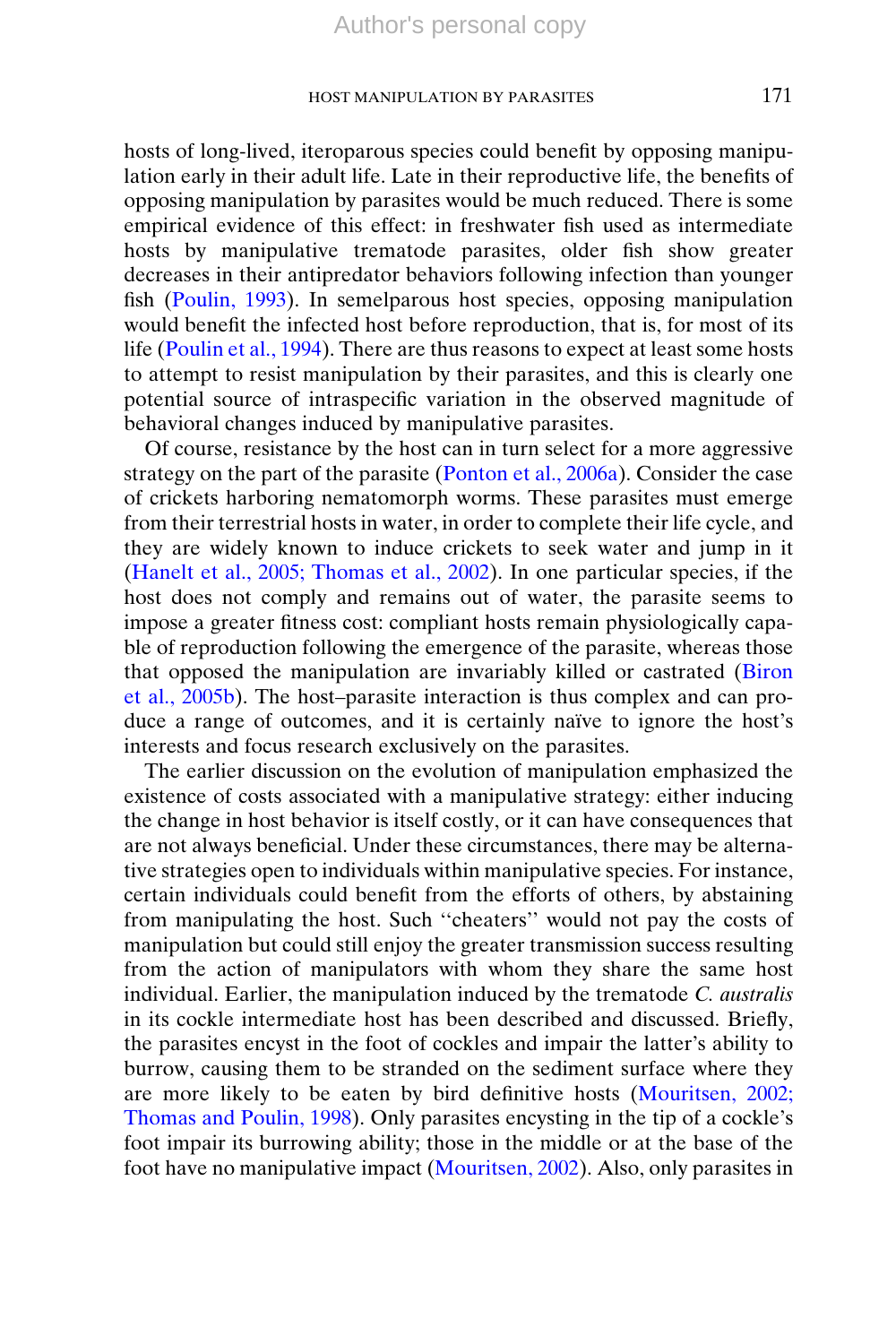hosts of long-lived, iteroparous species could benefit by opposing manipulation early in their adult life. Late in their reproductive life, the benefits of opposing manipulation by parasites would be much reduced. There is some empirical evidence of this effect: in freshwater fish used as intermediate hosts by manipulative trematode parasites, older fish show greater decreases in their antipredator behaviors following infection than younger fish (Poulin, 1993). In semelparous host species, opposing manipulation would benefit the infected host before reproduction, that is, for most of its life (Poulin et al., 1994). There are thus reasons to expect at least some hosts to attempt to resist manipulation by their parasites, and this is clearly one potential source of intraspecific variation in the observed magnitude of behavioral changes induced by manipulative parasites.

Of course, resistance by the host can in turn select for a more aggressive strategy on the part of the parasite (Ponton et al., 2006a). Consider the case of crickets harboring nematomorph worms. These parasites must emerge from their terrestrial hosts in water, in order to complete their life cycle, and they are widely known to induce crickets to seek water and jump in it (Hanelt et al., 2005; Thomas et al., 2002). In one particular species, if the host does not comply and remains out of water, the parasite seems to impose a greater fitness cost: compliant hosts remain physiologically capable of reproduction following the emergence of the parasite, whereas those that opposed the manipulation are invariably killed or castrated (Biron et al., 2005b). The host–parasite interaction is thus complex and can produce a range of outcomes, and it is certainly naïve to ignore the host's interests and focus research exclusively on the parasites.

The earlier discussion on the evolution of manipulation emphasized the existence of costs associated with a manipulative strategy: either inducing the change in host behavior is itself costly, or it can have consequences that are not always beneficial. Under these circumstances, there may be alternative strategies open to individuals within manipulative species. For instance, certain individuals could benefit from the efforts of others, by abstaining from manipulating the host. Such ''cheaters'' would not pay the costs of manipulation but could still enjoy the greater transmission success resulting from the action of manipulators with whom they share the same host individual. Earlier, the manipulation induced by the trematode *C. australis* in its cockle intermediate host has been described and discussed. Briefly, the parasites encyst in the foot of cockles and impair the latter's ability to burrow, causing them to be stranded on the sediment surface where they are more likely to be eaten by bird definitive hosts (Mouritsen, 2002; Thomas and Poulin, 1998). Only parasites encysting in the tip of a cockle's foot impair its burrowing ability; those in the middle or at the base of the foot have no manipulative impact (Mouritsen, 2002). Also, only parasites in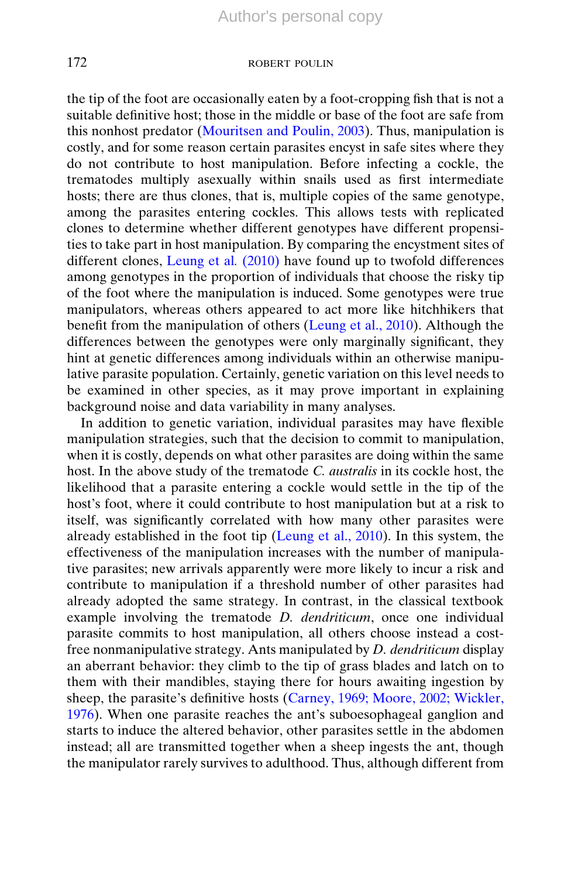the tip of the foot are occasionally eaten by a foot-cropping fish that is not a suitable definitive host; those in the middle or base of the foot are safe from this nonhost predator (Mouritsen and Poulin, 2003). Thus, manipulation is costly, and for some reason certain parasites encyst in safe sites where they do not contribute to host manipulation. Before infecting a cockle, the trematodes multiply asexually within snails used as first intermediate hosts; there are thus clones, that is, multiple copies of the same genotype, among the parasites entering cockles. This allows tests with replicated clones to determine whether different genotypes have different propensities to take part in host manipulation. By comparing the encystment sites of different clones, Leung et al. (2010) have found up to twofold differences among genotypes in the proportion of individuals that choose the risky tip of the foot where the manipulation is induced. Some genotypes were true manipulators, whereas others appeared to act more like hitchhikers that benefit from the manipulation of others (Leung et al., 2010). Although the differences between the genotypes were only marginally significant, they hint at genetic differences among individuals within an otherwise manipulative parasite population. Certainly, genetic variation on this level needs to be examined in other species, as it may prove important in explaining background noise and data variability in many analyses.

In addition to genetic variation, individual parasites may have flexible manipulation strategies, such that the decision to commit to manipulation, when it is costly, depends on what other parasites are doing within the same host. In the above study of the trematode *C. australis* in its cockle host, the likelihood that a parasite entering a cockle would settle in the tip of the host's foot, where it could contribute to host manipulation but at a risk to itself, was significantly correlated with how many other parasites were already established in the foot tip (Leung et al., 2010). In this system, the effectiveness of the manipulation increases with the number of manipulative parasites; new arrivals apparently were more likely to incur a risk and contribute to manipulation if a threshold number of other parasites had already adopted the same strategy. In contrast, in the classical textbook example involving the trematode *D. dendriticum*, once one individual parasite commits to host manipulation, all others choose instead a cost-free nonmanipulative strategy. Ants manipulated by *D. dendriticum* display an aberrant behavior: they climb to the tip of grass blades and latch on to them with their mandibles, staying there for hours awaiting ingestion by sheep, the parasite's definitive hosts (Carney, 1969; Moore, 2002; Wickler, 1976). When one parasite reaches the ant's suboesophageal ganglion and starts to induce the altered behavior, other parasites settle in the abdomen instead; all are transmitted together when a sheep ingests the ant, though the manipulator rarely survives to adulthood. Thus, although different from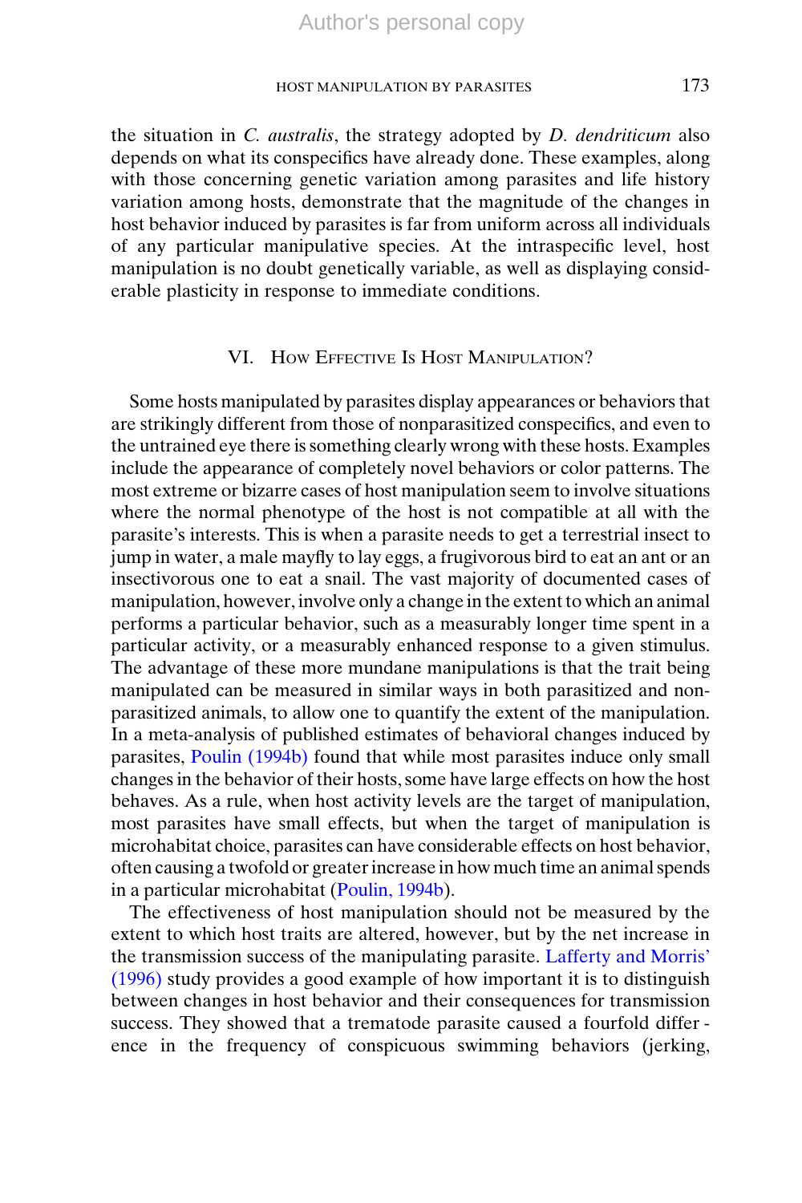the situation in *C. australis*, the strategy adopted by *D. dendriticum* also depends on what its conspecifics have already done. These examples, along with those concerning genetic variation among parasites and life history variation among hosts, demonstrate that the magnitude of the changes in host behavior induced by parasites is far from uniform across all individuals of any particular manipulative species. At the intraspecific level, host manipulation is no doubt genetically variable, as well as displaying considerable plasticity in response to immediate conditions.

## VI. How Effective Is Host Manipulation?

Some hosts manipulated by parasites display appearances or behaviors that are strikingly different from those of nonparasitized conspecifics, and even to the untrained eye there is something clearly wrong with these hosts. Examples include the appearance of completely novel behaviors or color patterns. The most extreme or bizarre cases of host manipulation seem to involve situations where the normal phenotype of the host is not compatible at all with the parasite's interests. This is when a parasite needs to get a terrestrial insect to jump in water, a male mayfly to lay eggs, a frugivorous bird to eat an ant or an insectivorous one to eat a snail. The vast majority of documented cases of manipulation, however, involve only a change in the extent to which an animal performs a particular behavior, such as a measurably longer time spent in a particular activity, or a measurably enhanced response to a given stimulus. The advantage of these more mundane manipulations is that the trait being manipulated can be measured in similar ways in both parasitized and nonparasitized animals, to allow one to quantify the extent of the manipulation. In a meta-analysis of published estimates of behavioral changes induced by parasites, Poulin (1994b) found that while most parasites induce only small changes in the behavior of their hosts, some have large effects on how the host behaves. As a rule, when host activity levels are the target of manipulation, most parasites have small effects, but when the target of manipulation is microhabitat choice, parasites can have considerable effects on host behavior, often causing a twofold or greater increase in how much time an animal spends in a particular microhabitat (Poulin, 1994b).

The effectiveness of host manipulation should not be measured by the extent to which host traits are altered, however, but by the net increase in the transmission success of the manipulating parasite. Lafferty and Morris' (1996) study provides a good example of how important it is to distinguish between changes in host behavior and their consequences for transmission success. They showed that a trematode parasite caused a fourfold difference in the frequency of conspicuous swimming behaviors (jerking,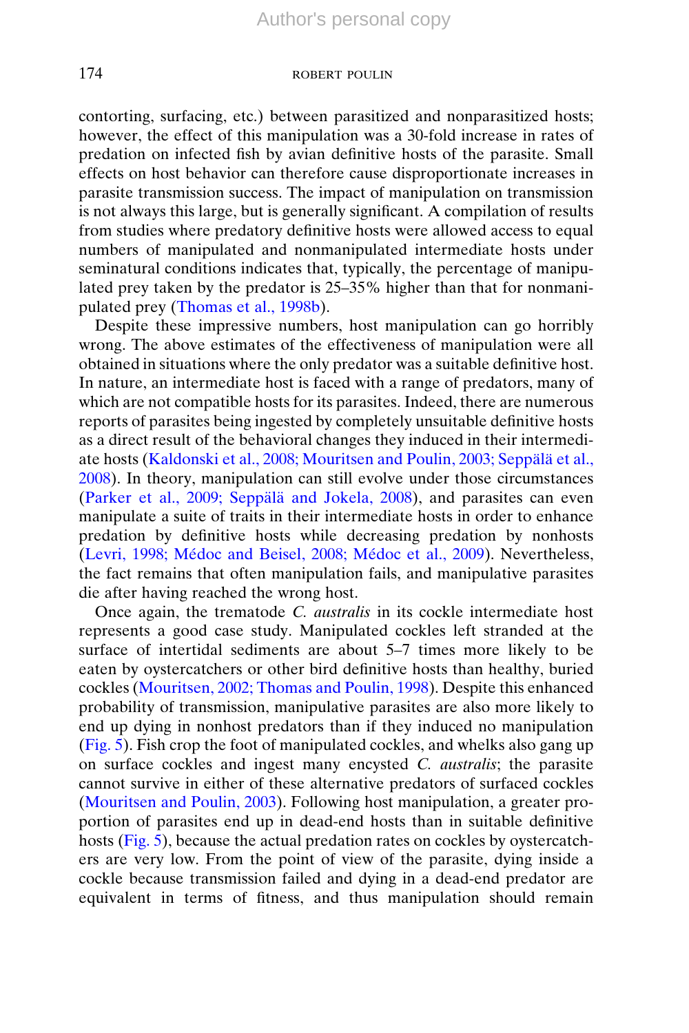contorting, surfacing, etc.) between parasitized and nonparasitized hosts; however, the effect of this manipulation was a 30-fold increase in rates of predation on infected fish by avian definitive hosts of the parasite. Small effects on host behavior can therefore cause disproportionate increases in parasite transmission success. The impact of manipulation on transmission is not always this large, but is generally significant. A compilation of results from studies where predatory definitive hosts were allowed access to equal numbers of manipulated and nonmanipulated intermediate hosts under seminatural conditions indicates that, typically, the percentage of manipulated prey taken by the predator is 25–35% higher than that for nonmanipulated prey (Thomas et al., 1998b).

Despite these impressive numbers, host manipulation can go horribly wrong. The above estimates of the effectiveness of manipulation were all obtained in situations where the only predator was a suitable definitive host. In nature, an intermediate host is faced with a range of predators, many of which are not compatible hosts for its parasites. Indeed, there are numerous reports of parasites being ingested by completely unsuitable definitive hosts as a direct result of the behavioral changes they induced in their intermediate hosts (Kaldonski et al., 2008; Mouritsen and Poulin, 2003; Seppälä et al., 2008). In theory, manipulation can still evolve under those circumstances (Parker et al., 2009; Seppälä and Jokela, 2008), and parasites can even manipulate a suite of traits in their intermediate hosts in order to enhance predation by definitive hosts while decreasing predation by nonhosts (Levri, 1998; Médoc and Beisel, 2008; Médoc et al., 2009). Nevertheless, the fact remains that often manipulation fails, and manipulative parasites die after having reached the wrong host.

Once again, the trematode *C. australis* in its cockle intermediate host represents a good case study. Manipulated cockles left stranded at the surface of intertidal sediments are about 5–7 times more likely to be eaten by oystercatchers or other bird definitive hosts than healthy, buried cockles (Mouritsen, 2002; Thomas and Poulin, 1998). Despite this enhanced probability of transmission, manipulative parasites are also more likely to end up dying in nonhost predators than if they induced no manipulation (Fig. 5). Fish crop the foot of manipulated cockles, and whelks also gang up on surface cockles and ingest many encysted *C. australis*; the parasite cannot survive in either of these alternative predators of surfaced cockles (Mouritsen and Poulin, 2003). Following host manipulation, a greater proportion of parasites end up in dead-end hosts than in suitable definitive hosts (Fig. 5), because the actual predation rates on cockles by oystercatchers are very low. From the point of view of the parasite, dying inside a cockle because transmission failed and dying in a dead-end predator are equivalent in terms of fitness, and thus manipulation should remain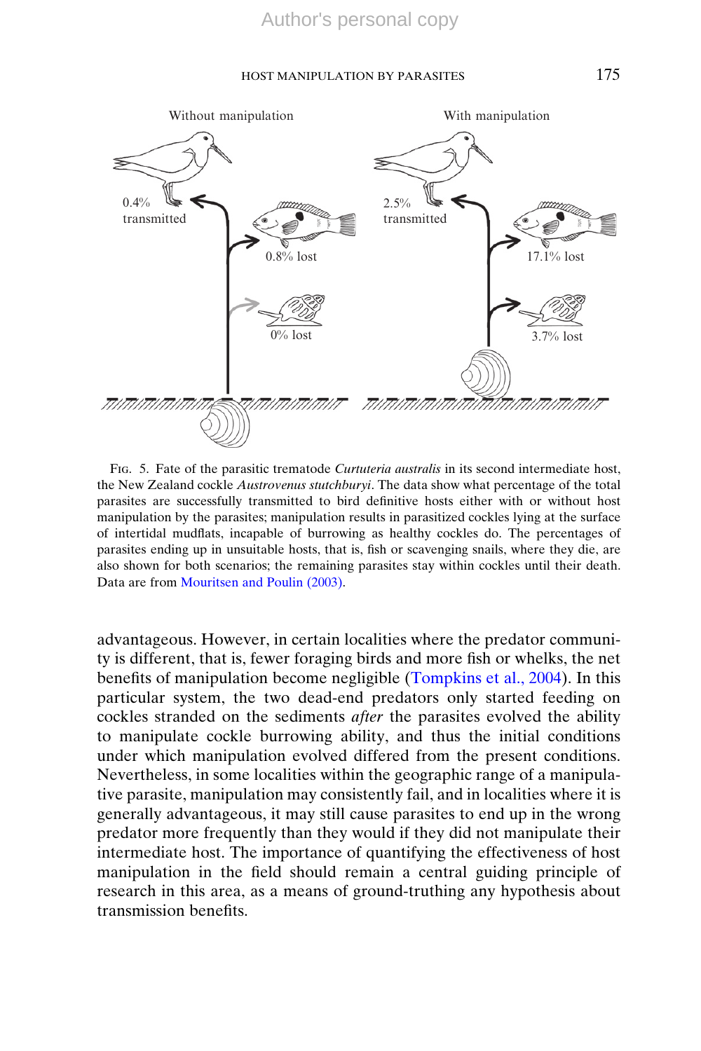Without manipulation

With manipulation

0.4% transmitted

0.8% lost

0% lost

2.5% transmitted

17.1% lost

3.7% lost

Fig. 5. Fate of the parasitic trematode *Curtuteria australis* in its second intermediate host, the New Zealand cockle *Austrovenus stutchburyi*. The data show what percentage of the total parasites are successfully transmitted to bird definitive hosts either with or without host manipulation by the parasites; manipulation results in parasitized cockles lying at the surface of intertidal mudflats, incapable of burrowing as healthy cockles do. The percentages of parasites ending up in unsuitable hosts, that is, fish or scavenging snails, where they die, are also shown for both scenarios; the remaining parasites stay within cockles until their death. Data are from Mouritsen and Poulin (2003).

advantageous. However, in certain localities where the predator community is different, that is, fewer foraging birds and more fish or whelks, the net benefits of manipulation become negligible (Tompkins et al., 2004). In this particular system, the two dead-end predators only started feeding on cockles stranded on the sediments *after* the parasites evolved the ability to manipulate cockle burrowing ability, and thus the initial conditions under which manipulation evolved differed from the present conditions. Nevertheless, in some localities within the geographic range of a manipulative parasite, manipulation may consistently fail, and in localities where it is generally advantageous, it may still cause parasites to end up in the wrong predator more frequently than they would if they did not manipulate their intermediate host. The importance of quantifying the effectiveness of host manipulation in the field should remain a central guiding principle of research in this area, as a means of ground-truthing any hypothesis about transmission benefits.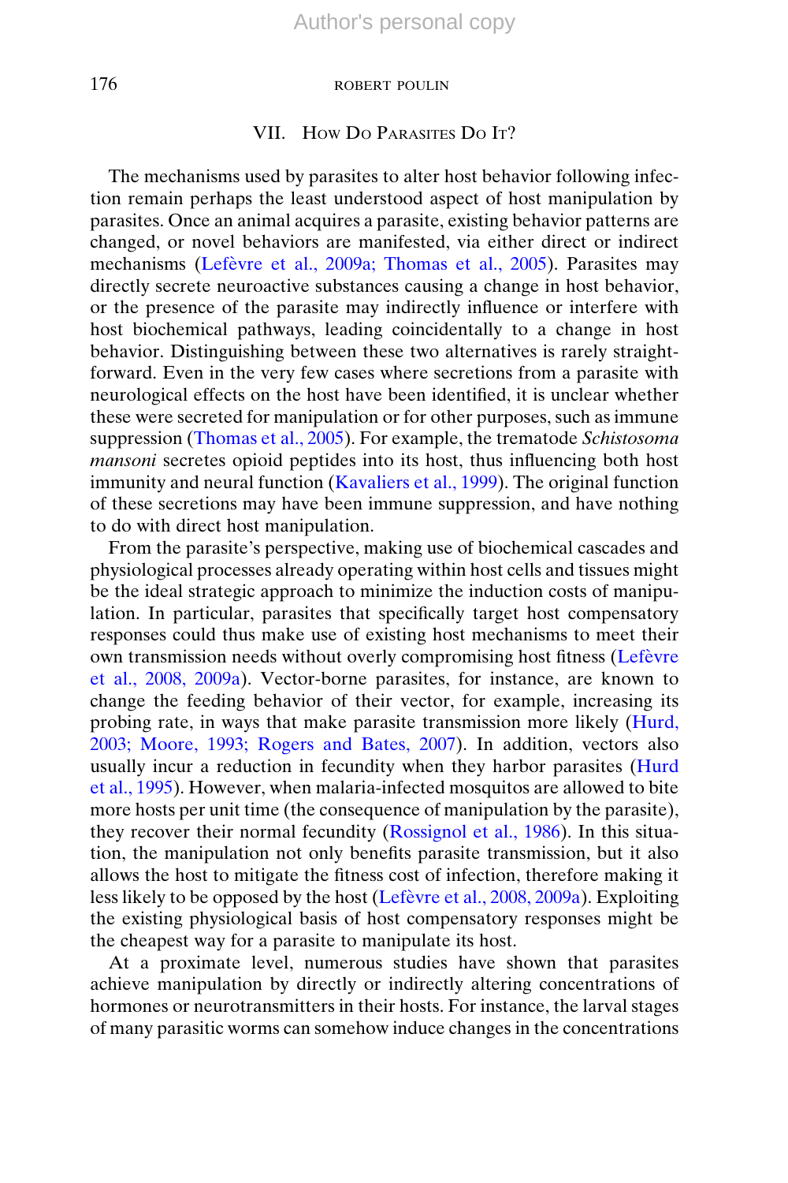## VII. How Do Parasites Do It?

The mechanisms used by parasites to alter host behavior following infection remain perhaps the least understood aspect of host manipulation by parasites. Once an animal acquires a parasite, existing behavior patterns are changed, or novel behaviors are manifested, via either direct or indirect mechanisms (Lefèvre et al., 2009a; Thomas et al., 2005). Parasites may directly secrete neuroactive substances causing a change in host behavior, or the presence of the parasite may indirectly influence or interfere with host biochemical pathways, leading coincidentally to a change in host behavior. Distinguishing between these two alternatives is rarely straightforward. Even in the very few cases where secretions from a parasite with neurological effects on the host have been identified, it is unclear whether these were secreted for manipulation or for other purposes, such as immune suppression (Thomas et al., 2005). For example, the trematode *Schistosoma mansoni* secretes opioid peptides into its host, thus influencing both host immunity and neural function (Kavaliers et al., 1999). The original function of these secretions may have been immune suppression, and have nothing to do with direct host manipulation.

From the parasite's perspective, making use of biochemical cascades and physiological processes already operating within host cells and tissues might be the ideal strategic approach to minimize the induction costs of manipulation. In particular, parasites that specifically target host compensatory responses could thus make use of existing host mechanisms to meet their own transmission needs without overly compromising host fitness (Lefèvre et al., 2008, 2009a). Vector-borne parasites, for instance, are known to change the feeding behavior of their vector, for example, increasing its probing rate, in ways that make parasite transmission more likely (Hurd, 2003; Moore, 1993; Rogers and Bates, 2007). In addition, vectors also usually incur a reduction in fecundity when they harbor parasites (Hurd et al., 1995). However, when malaria-infected mosquitos are allowed to bite more hosts per unit time (the consequence of manipulation by the parasite), they recover their normal fecundity (Rossignol et al., 1986). In this situation, the manipulation not only benefits parasite transmission, but it also allows the host to mitigate the fitness cost of infection, therefore making it less likely to be opposed by the host (Lefèvre et al., 2008, 2009a). Exploiting the existing physiological basis of host compensatory responses might be the cheapest way for a parasite to manipulate its host.

At a proximate level, numerous studies have shown that parasites achieve manipulation by directly or indirectly altering concentrations of hormones or neurotransmitters in their hosts. For instance, the larval stages of many parasitic worms can somehow induce changes in the concentrations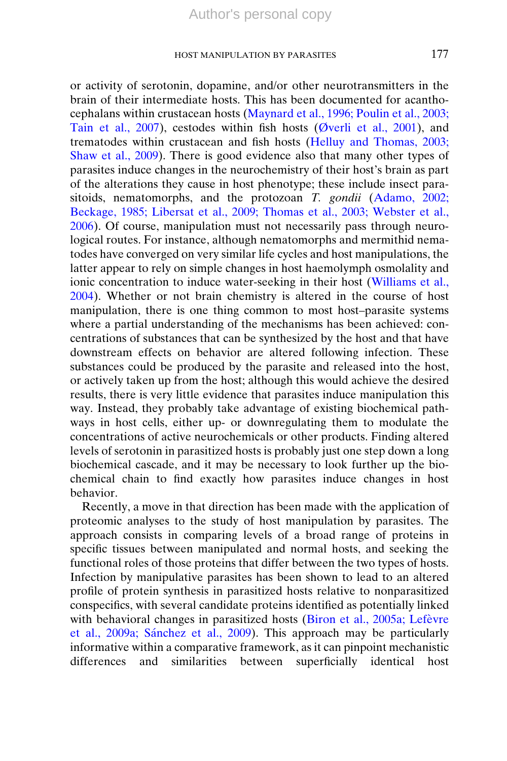or activity of serotonin, dopamine, and/or other neurotransmitters in the brain of their intermediate hosts. This has been documented for acanthocephalans within crustacean hosts (Maynard et al., 1996; Poulin et al., 2003; Tain et al., 2007), cestodes within fish hosts (Øverli et al., 2001), and trematodes within crustacean and fish hosts (Helluy and Thomas, 2003; Shaw et al., 2009). There is good evidence also that many other types of parasites induce changes in the neurochemistry of their host's brain as part of the alterations they cause in host phenotype; these include insect parasitoids, nematomorphs, and the protozoan *T. gondii* (Adamo, 2002; Beckage, 1985; Libersat et al., 2009; Thomas et al., 2003; Webster et al., 2006). Of course, manipulation must not necessarily pass through neurological routes. For instance, although nematomorphs and mermithid nematodes have converged on very similar life cycles and host manipulations, the latter appear to rely on simple changes in host haemolymph osmolality and ionic concentration to induce water-seeking in their host (Williams et al., 2004). Whether or not brain chemistry is altered in the course of host manipulation, there is one thing common to most host–parasite systems where a partial understanding of the mechanisms has been achieved: concentrations of substances that can be synthesized by the host and that have downstream effects on behavior are altered following infection. These substances could be produced by the parasite and released into the host, or actively taken up from the host; although this would achieve the desired results, there is very little evidence that parasites induce manipulation this way. Instead, they probably take advantage of existing biochemical pathways in host cells, either up- or downregulating them to modulate the concentrations of active neurochemicals or other products. Finding altered levels of serotonin in parasitized hosts is probably just one step down a long biochemical cascade, and it may be necessary to look further up the biochemical chain to find exactly how parasites induce changes in host behavior.

Recently, a move in that direction has been made with the application of proteomic analyses to the study of host manipulation by parasites. The approach consists in comparing levels of a broad range of proteins in specific tissues between manipulated and normal hosts, and seeking the functional roles of those proteins that differ between the two types of hosts. Infection by manipulative parasites has been shown to lead to an altered profile of protein synthesis in parasitized hosts relative to nonparasitized conspecifics, with several candidate proteins identified as potentially linked with behavioral changes in parasitized hosts (Biron et al., 2005a; Lefèvre et al., 2009a; Sánchez et al., 2009). This approach may be particularly informative within a comparative framework, as it can pinpoint mechanistic differences and similarities between superficially identical host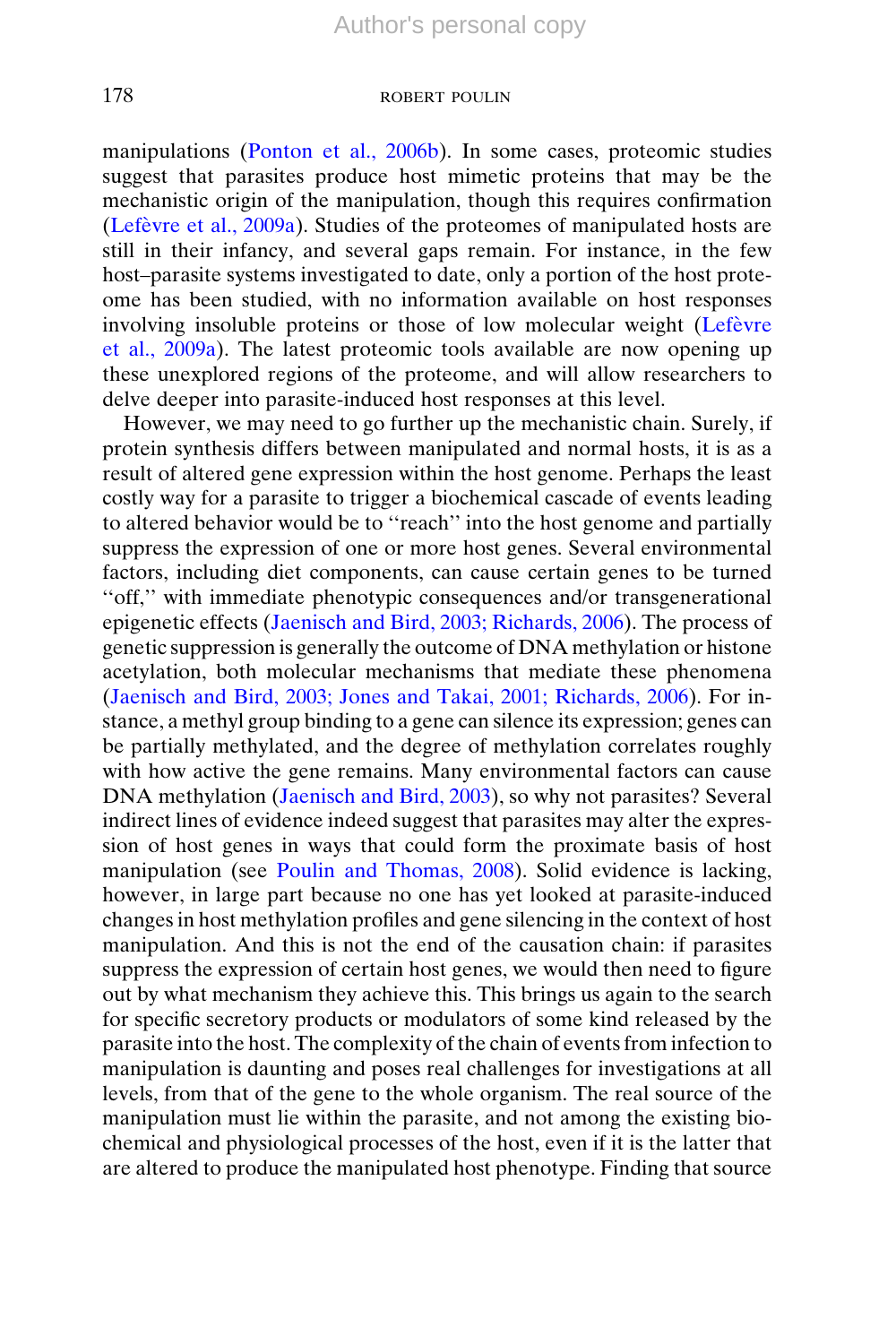manipulations (Ponton et al., 2006b). In some cases, proteomic studies suggest that parasites produce host mimetic proteins that may be the mechanistic origin of the manipulation, though this requires confirmation (Lefèvre et al., 2009a). Studies of the proteomes of manipulated hosts are still in their infancy, and several gaps remain. For instance, in the few host–parasite systems investigated to date, only a portion of the host proteome has been studied, with no information available on host responses involving insoluble proteins or those of low molecular weight (Lefèvre et al., 2009a). The latest proteomic tools available are now opening up these unexplored regions of the proteome, and will allow researchers to delve deeper into parasite-induced host responses at this level.

However, we may need to go further up the mechanistic chain. Surely, if protein synthesis differs between manipulated and normal hosts, it is as a result of altered gene expression within the host genome. Perhaps the least costly way for a parasite to trigger a biochemical cascade of events leading to altered behavior would be to ''reach'' into the host genome and partially suppress the expression of one or more host genes. Several environmental factors, including diet components, can cause certain genes to be turned ''off,'' with immediate phenotypic consequences and/or transgenerational epigenetic effects (Jaenisch and Bird, 2003; Richards, 2006). The process of genetic suppression is generally the outcome of DNA methylation or histone acetylation, both molecular mechanisms that mediate these phenomena (Jaenisch and Bird, 2003; Jones and Takai, 2001; Richards, 2006). For instance, a methyl group binding to a gene can silence its expression; genes can be partially methylated, and the degree of methylation correlates roughly with how active the gene remains. Many environmental factors can cause DNA methylation (Jaenisch and Bird, 2003), so why not parasites? Several indirect lines of evidence indeed suggest that parasites may alter the expression of host genes in ways that could form the proximate basis of host manipulation (see Poulin and Thomas, 2008). Solid evidence is lacking, however, in large part because no one has yet looked at parasite-induced changes in host methylation profiles and gene silencing in the context of host manipulation. And this is not the end of the causation chain: if parasites suppress the expression of certain host genes, we would then need to figure out by what mechanism they achieve this. This brings us again to the search for specific secretory products or modulators of some kind released by the parasite into the host. The complexity of the chain of events from infection to manipulation is daunting and poses real challenges for investigations at all levels, from that of the gene to the whole organism. The real source of the manipulation must lie within the parasite, and not among the existing biochemical and physiological processes of the host, even if it is the latter that are altered to produce the manipulated host phenotype. Finding that source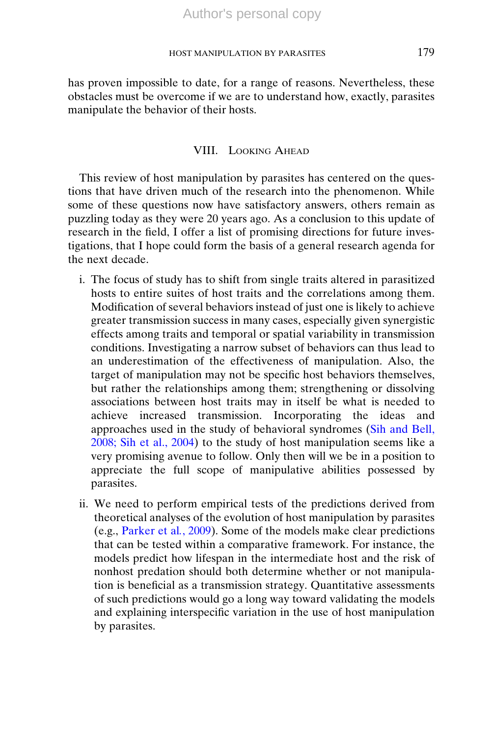has proven impossible to date, for a range of reasons. Nevertheless, these obstacles must be overcome if we are to understand how, exactly, parasites manipulate the behavior of their hosts.

## VIII. Looking Ahead

This review of host manipulation by parasites has centered on the questions that have driven much of the research into the phenomenon. While some of these questions now have satisfactory answers, others remain as puzzling today as they were 20 years ago. As a conclusion to this update of research in the field, I offer a list of promising directions for future investigations, that I hope could form the basis of a general research agenda for the next decade.

i. The focus of study has to shift from single traits altered in parasitized hosts to entire suites of host traits and the correlations among them. Modification of several behaviors instead of just one is likely to achieve greater transmission success in many cases, especially given synergistic effects among traits and temporal or spatial variability in transmission conditions. Investigating a narrow subset of behaviors can thus lead to an underestimation of the effectiveness of manipulation. Also, the target of manipulation may not be specific host behaviors themselves, but rather the relationships among them; strengthening or dissolving associations between host traits may in itself be what is needed to achieve increased transmission. Incorporating the ideas and approaches used in the study of behavioral syndromes (Sih and Bell, 2008; Sih et al., 2004) to the study of host manipulation seems like a very promising avenue to follow. Only then will we be in a position to appreciate the full scope of manipulative abilities possessed by parasites.

ii. We need to perform empirical tests of the predictions derived from theoretical analyses of the evolution of host manipulation by parasites (e.g., Parker et al., 2009). Some of the models make clear predictions that can be tested within a comparative framework. For instance, the models predict how lifespan in the intermediate host and the risk of nonhost predation should both determine whether or not manipulation is beneficial as a transmission strategy. Quantitative assessments of such predictions would go a long way toward validating the models and explaining interspecific variation in the use of host manipulation by parasites.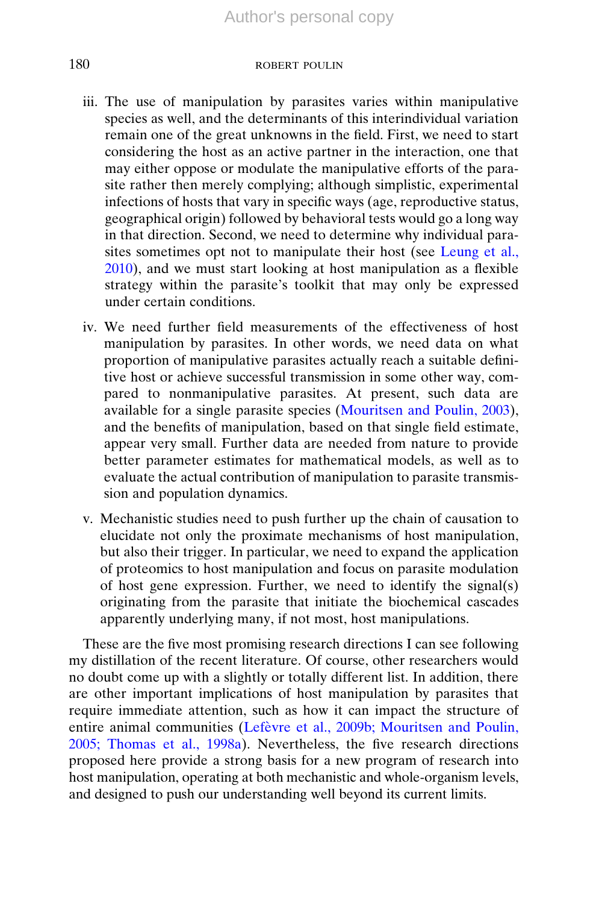iii. The use of manipulation by parasites varies within manipulative species as well, and the determinants of this interindividual variation remain one of the great unknowns in the field. First, we need to start considering the host as an active partner in the interaction, one that may either oppose or modulate the manipulative efforts of the parasite rather then merely complying; although simplistic, experimental infections of hosts that vary in specific ways (age, reproductive status, geographical origin) followed by behavioral tests would go a long way in that direction. Second, we need to determine why individual parasites sometimes opt not to manipulate their host (see Leung et al., 2010), and we must start looking at host manipulation as a flexible strategy within the parasite's toolkit that may only be expressed under certain conditions.

iv. We need further field measurements of the effectiveness of host manipulation by parasites. In other words, we need data on what proportion of manipulative parasites actually reach a suitable definitive host or achieve successful transmission in some other way, compared to nonmanipulative parasites. At present, such data are available for a single parasite species (Mouritsen and Poulin, 2003), and the benefits of manipulation, based on that single field estimate, appear very small. Further data are needed from nature to provide better parameter estimates for mathematical models, as well as to evaluate the actual contribution of manipulation to parasite transmission and population dynamics.

v. Mechanistic studies need to push further up the chain of causation to elucidate not only the proximate mechanisms of host manipulation, but also their trigger. In particular, we need to expand the application of proteomics to host manipulation and focus on parasite modulation of host gene expression. Further, we need to identify the signal(s) originating from the parasite that initiate the biochemical cascades apparently underlying many, if not most, host manipulations.

These are the five most promising research directions I can see following my distillation of the recent literature. Of course, other researchers would no doubt come up with a slightly or totally different list. In addition, there are other important implications of host manipulation by parasites that require immediate attention, such as how it can impact the structure of entire animal communities (Lefèvre et al., 2009b; Mouritsen and Poulin, 2005; Thomas et al., 1998a). Nevertheless, the five research directions proposed here provide a strong basis for a new program of research into host manipulation, operating at both mechanistic and whole-organism levels, and designed to push our understanding well beyond its current limits.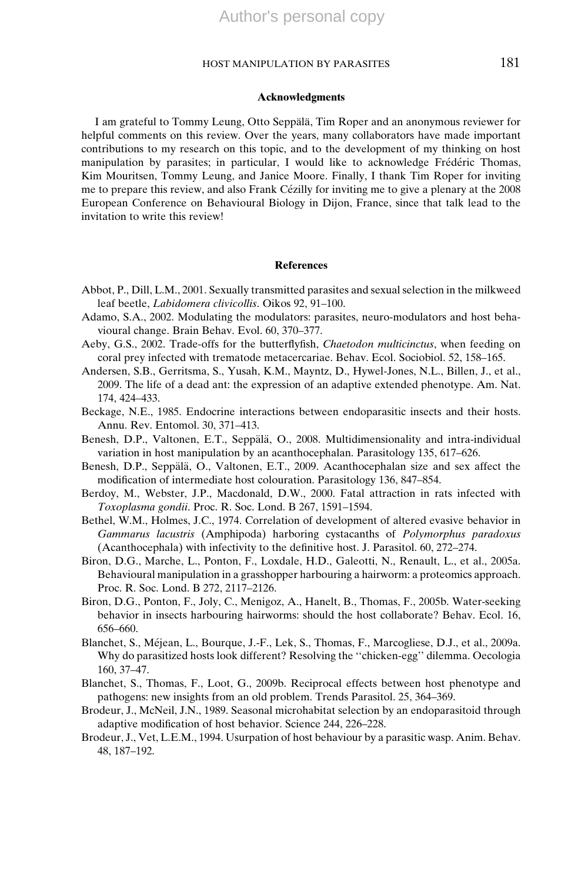## Acknowledgments

I am grateful to Tommy Leung, Otto Seppälä, Tim Roper and an anonymous reviewer for helpful comments on this review. Over the years, many collaborators have made important contributions to my research on this topic, and to the development of my thinking on host manipulation by parasites; in particular, I would like to acknowledge Frédéric Thomas, Kim Mouritsen, Tommy Leung, and Janice Moore. Finally, I thank Tim Roper for inviting me to prepare this review, and also Frank Cézilly for inviting me to give a plenary at the 2008 European Conference on Behavioural Biology in Dijon, France, since that talk lead to the invitation to write this review!

## References

Abbot, P., Dill, L.M., 2001. Sexually transmitted parasites and sexual selection in the milkweed leaf beetle, *Labidomera clivicollis*. Oikos 92, 91–100.

Adamo, S.A., 2002. Modulating the modulators: parasites, neuro-modulators and host behavioural change. Brain Behav. Evol. 60, 370–377.

Aeby, G.S., 2002. Trade-offs for the butterflyfish, *Chaetodon multicinctus*, when feeding on coral prey infected with trematode metacercariae. Behav. Ecol. Sociobiol. 52, 158–165.

Andersen, S.B., Gerritsma, S., Yusah, K.M., Mayntz, D., Hywel-Jones, N.L., Billen, J., et al., 2009. The life of a dead ant: the expression of an adaptive extended phenotype. Am. Nat. 174, 424–433.

Beckage, N.E., 1985. Endocrine interactions between endoparasitic insects and their hosts. Annu. Rev. Entomol. 30, 371–413.

Benesh, D.P., Valtonen, E.T., Seppälä, O., 2008. Multidimensionality and intra-individual variation in host manipulation by an acanthocephalan. Parasitology 135, 617–626.

Benesh, D.P., Seppälä, O., Valtonen, E.T., 2009. Acanthocephalan size and sex affect the modification of intermediate host colouration. Parasitology 136, 847–854.

Berdoy, M., Webster, J.P., Macdonald, D.W., 2000. Fatal attraction in rats infected with *Toxoplasma gondii*. Proc. R. Soc. Lond. B 267, 1591–1594.

Bethel, W.M., Holmes, J.C., 1974. Correlation of development of altered evasive behavior in *Gammarus lacustris* (Amphipoda) harboring cystacanths of *Polymorphus paradoxus* (Acanthocephala) with infectivity to the definitive host. J. Parasitol. 60, 272–274.

Biron, D.G., Marche, L., Ponton, F., Loxdale, H.D., Galeotti, N., Renault, L., et al., 2005a. Behavioural manipulation in a grasshopper harbouring a hairworm: a proteomics approach. Proc. R. Soc. Lond. B 272, 2117–2126.

Biron, D.G., Ponton, F., Joly, C., Menigoz, A., Hanelt, B., Thomas, F., 2005b. Water-seeking behavior in insects harbouring hairworms: should the host collaborate? Behav. Ecol. 16, 656–660.

Blanchet, S., Méjean, L., Bourque, J.-F., Lek, S., Thomas, F., Marcogliese, D.J., et al., 2009a. Why do parasitized hosts look different? Resolving the ''chicken-egg'' dilemma. Oecologia 160, 37–47.

Blanchet, S., Thomas, F., Loot, G., 2009b. Reciprocal effects between host phenotype and pathogens: new insights from an old problem. Trends Parasitol. 25, 364–369.

Brodeur, J., McNeil, J.N., 1989. Seasonal microhabitat selection by an endoparasitoid through adaptive modification of host behavior. Science 244, 226–228.

Brodeur, J., Vet, L.E.M., 1994. Usurpation of host behaviour by a parasitic wasp. Anim. Behav. 48, 187–192.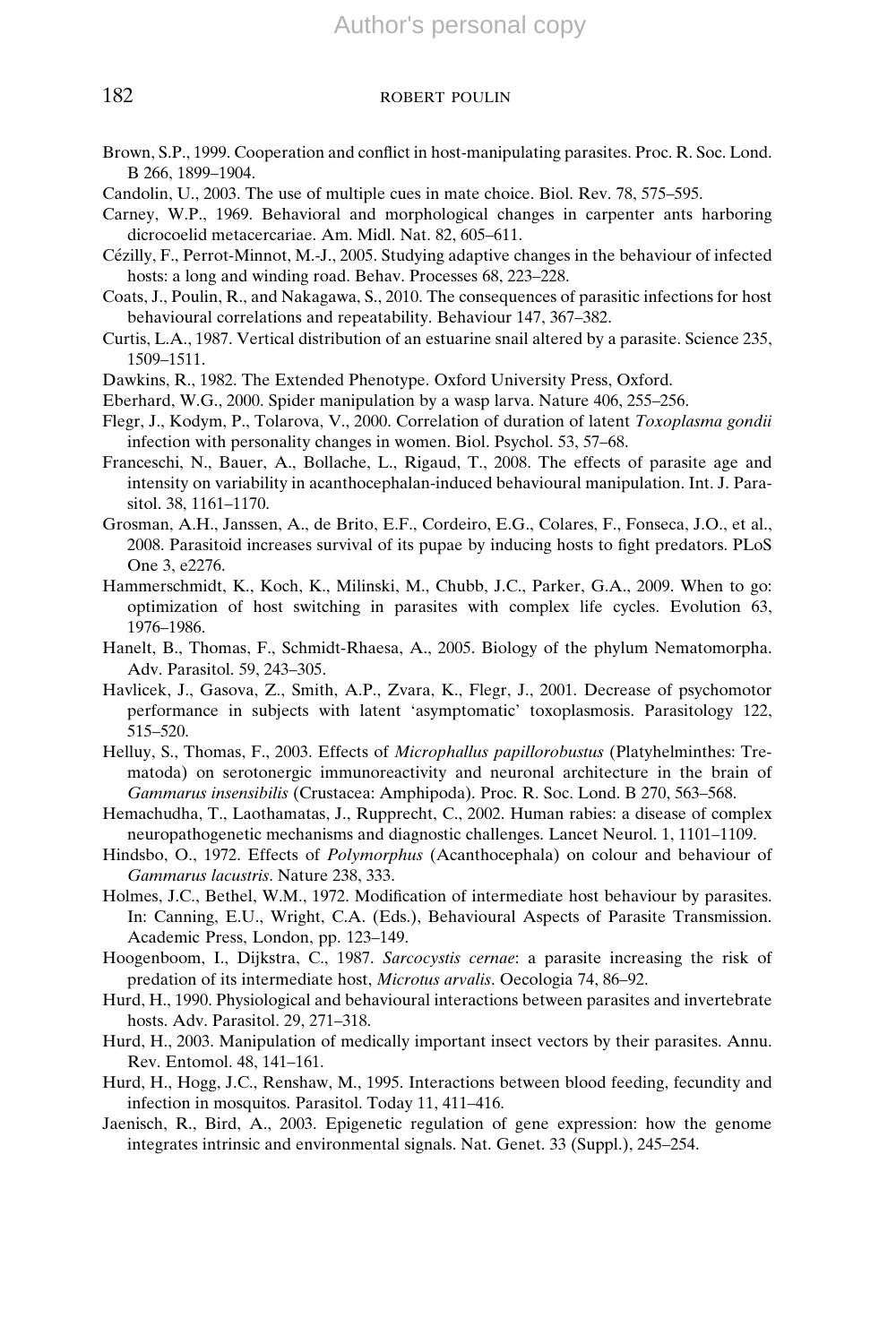Brown, S.P., 1999. Cooperation and conflict in host-manipulating parasites. Proc. R. Soc. Lond. B 266, 1899–1904.

Candolin, U., 2003. The use of multiple cues in mate choice. Biol. Rev. 78, 575–595.

Carney, W.P., 1969. Behavioral and morphological changes in carpenter ants harboring dicrocoelid metacercariae. Am. Midl. Nat. 82, 605–611.

Cézilly, F., Perrot-Minnot, M.-J., 2005. Studying adaptive changes in the behaviour of infected hosts: a long and winding road. Behav. Processes 68, 223–228.

Coats, J., Poulin, R., and Nakagawa, S., 2010. The consequences of parasitic infections for host behavioural correlations and repeatability. Behaviour 147, 367–382.

Curtis, L.A., 1987. Vertical distribution of an estuarine snail altered by a parasite. Science 235, 1509–1511.

Dawkins, R., 1982. The Extended Phenotype. Oxford University Press, Oxford.

Eberhard, W.G., 2000. Spider manipulation by a wasp larva. Nature 406, 255–256.

Flegr, J., Kodym, P., Tolarova, V., 2000. Correlation of duration of latent *Toxoplasma gondii* infection with personality changes in women. Biol. Psychol. 53, 57–68.

Franceschi, N., Bauer, A., Bollache, L., Rigaud, T., 2008. The effects of parasite age and intensity on variability in acanthocephalan-induced behavioural manipulation. Int. J. Parasitol. 38, 1161–1170.

Grosman, A.H., Janssen, A., de Brito, E.F., Cordeiro, E.G., Colares, F., Fonseca, J.O., et al., 2008. Parasitoid increases survival of its pupae by inducing hosts to fight predators. PLoS One 3, e2276.

Hammerschmidt, K., Koch, K., Milinski, M., Chubb, J.C., Parker, G.A., 2009. When to go: optimization of host switching in parasites with complex life cycles. Evolution 63, 1976–1986.

Hanelt, B., Thomas, F., Schmidt-Rhaesa, A., 2005. Biology of the phylum Nematomorpha. Adv. Parasitol. 59, 243–305.

Havlicek, J., Gasova, Z., Smith, A.P., Zvara, K., Flegr, J., 2001. Decrease of psychomotor performance in subjects with latent 'asymptomatic' toxoplasmosis. Parasitology 122, 515–520.

Helluy, S., Thomas, F., 2003. Effects of *Microphallus papillorobustus* (Platyhelminthes: Trematoda) on serotonergic immunoreactivity and neuronal architecture in the brain of *Gammarus insensibilis* (Crustacea: Amphipoda). Proc. R. Soc. Lond. B 270, 563–568.

Hemachudha, T., Laothamatas, J., Rupprecht, C., 2002. Human rabies: a disease of complex neuropathogenetic mechanisms and diagnostic challenges. Lancet Neurol. 1, 1101–1109.

Hindsbo, O., 1972. Effects of *Polymorphus* (Acanthocephala) on colour and behaviour of *Gammarus lacustris*. Nature 238, 333.

Holmes, J.C., Bethel, W.M., 1972. Modification of intermediate host behaviour by parasites. In: Canning, E.U., Wright, C.A. (Eds.), Behavioural Aspects of Parasite Transmission. Academic Press, London, pp. 123–149.

Hoogenboom, I., Dijkstra, C., 1987. *Sarcocystis cernae*: a parasite increasing the risk of predation of its intermediate host, *Microtus arvalis*. Oecologia 74, 86–92.

Hurd, H., 1990. Physiological and behavioural interactions between parasites and invertebrate hosts. Adv. Parasitol. 29, 271–318.

Hurd, H., 2003. Manipulation of medically important insect vectors by their parasites. Annu. Rev. Entomol. 48, 141–161.

Hurd, H., Hogg, J.C., Renshaw, M., 1995. Interactions between blood feeding, fecundity and infection in mosquitos. Parasitol. Today 11, 411–416.

Jaenisch, R., Bird, A., 2003. Epigenetic regulation of gene expression: how the genome integrates intrinsic and environmental signals. Nat. Genet. 33 (Suppl.), 245–254.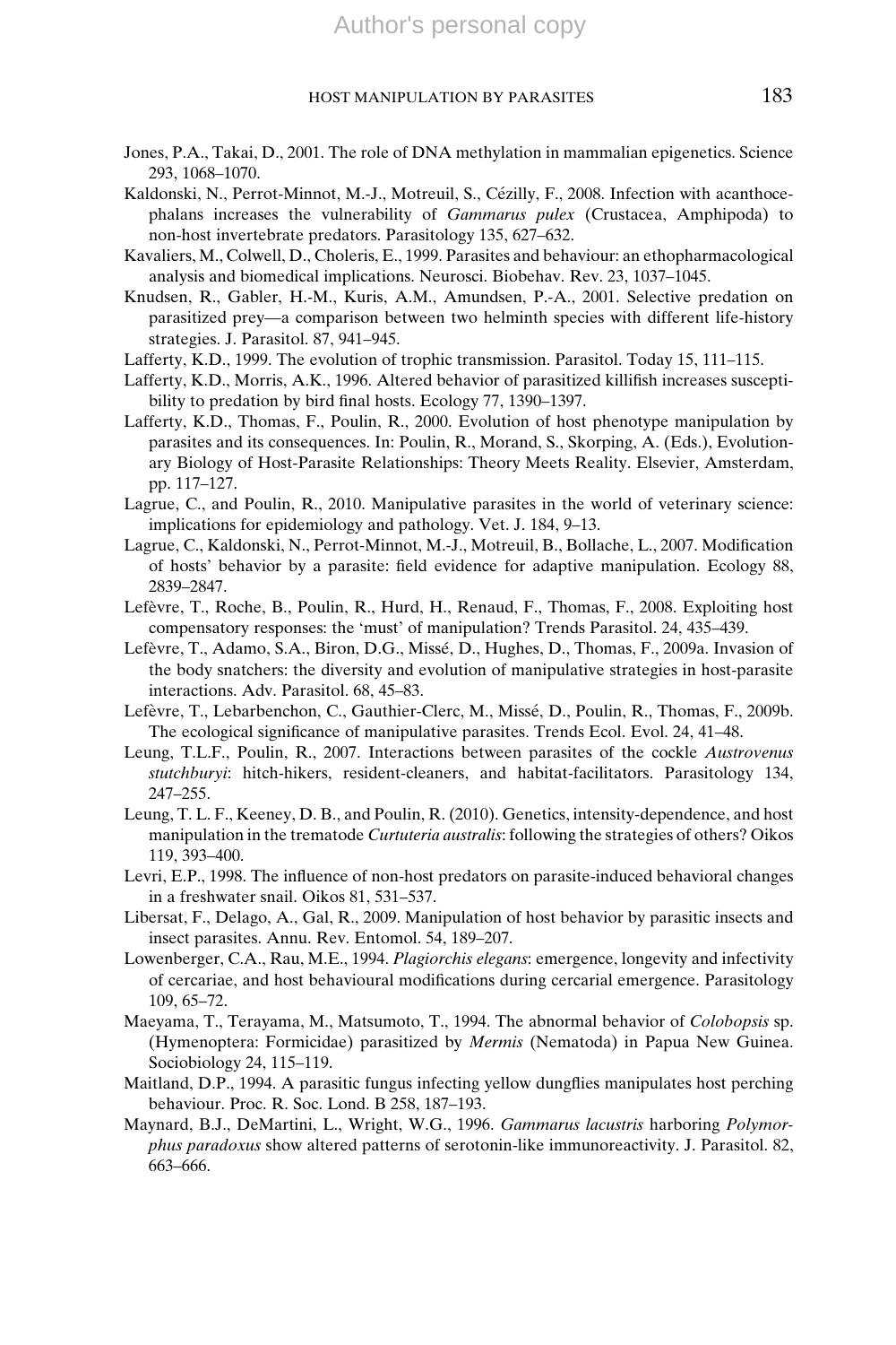Jones, P.A., Takai, D., 2001. The role of DNA methylation in mammalian epigenetics. Science 293, 1068–1070.

Kaldonski, N., Perrot-Minnot, M.-J., Motreuil, S., Cézilly, F., 2008. Infection with acanthocephalans increases the vulnerability of *Gammarus pulex* (Crustacea, Amphipoda) to non-host invertebrate predators. Parasitology 135, 627–632.

Kavaliers, M., Colwell, D., Choleris, E., 1999. Parasites and behaviour: an ethopharmacological analysis and biomedical implications. Neurosci. Biobehav. Rev. 23, 1037–1045.

Knudsen, R., Gabler, H.-M., Kuris, A.M., Amundsen, P.-A., 2001. Selective predation on parasitized prey—a comparison between two helminth species with different life-history strategies. J. Parasitol. 87, 941–945.

Lafferty, K.D., 1999. The evolution of trophic transmission. Parasitol. Today 15, 111–115.

Lafferty, K.D., Morris, A.K., 1996. Altered behavior of parasitized killifish increases susceptibility to predation by bird final hosts. Ecology 77, 1390–1397.

Lafferty, K.D., Thomas, F., Poulin, R., 2000. Evolution of host phenotype manipulation by parasites and its consequences. In: Poulin, R., Morand, S., Skorping, A. (Eds.), Evolutionary Biology of Host-Parasite Relationships: Theory Meets Reality. Elsevier, Amsterdam, pp. 117–127.

Lagrue, C., and Poulin, R., 2010. Manipulative parasites in the world of veterinary science: implications for epidemiology and pathology. Vet. J. 184, 9–13.

Lagrue, C., Kaldonski, N., Perrot-Minnot, M.-J., Motreuil, B., Bollache, L., 2007. Modification of hosts' behavior by a parasite: field evidence for adaptive manipulation. Ecology 88, 2839–2847.

Lefèvre, T., Roche, B., Poulin, R., Hurd, H., Renaud, F., Thomas, F., 2008. Exploiting host compensatory responses: the 'must' of manipulation? Trends Parasitol. 24, 435–439.

Lefèvre, T., Adamo, S.A., Biron, D.G., Missé, D., Hughes, D., Thomas, F., 2009a. Invasion of the body snatchers: the diversity and evolution of manipulative strategies in host-parasite interactions. Adv. Parasitol. 68, 45–83.

Lefèvre, T., Lebarbenchon, C., Gauthier-Clerc, M., Missé, D., Poulin, R., Thomas, F., 2009b. The ecological significance of manipulative parasites. Trends Ecol. Evol. 24, 41–48.

Leung, T.L.F., Poulin, R., 2007. Interactions between parasites of the cockle *Austrovenus stutchburyi*: hitch-hikers, resident-cleaners, and habitat-facilitators. Parasitology 134, 247–255.

Leung, T. L. F., Keeney, D. B., and Poulin, R. (2010). Genetics, intensity-dependence, and host manipulation in the trematode *Curtuteria australis*: following the strategies of others? Oikos 119, 393–400.

Levri, E.P., 1998. The influence of non-host predators on parasite-induced behavioral changes in a freshwater snail. Oikos 81, 531–537.

Libersat, F., Delago, A., Gal, R., 2009. Manipulation of host behavior by parasitic insects and insect parasites. Annu. Rev. Entomol. 54, 189–207.

Lowenberger, C.A., Rau, M.E., 1994. *Plagiorchis elegans*: emergence, longevity and infectivity of cercariae, and host behavioural modifications during cercarial emergence. Parasitology 109, 65–72.

Maeyama, T., Terayama, M., Matsumoto, T., 1994. The abnormal behavior of *Colobopsis* sp. (Hymenoptera: Formicidae) parasitized by *Mermis* (Nematoda) in Papua New Guinea. Sociobiology 24, 115–119.

Maitland, D.P., 1994. A parasitic fungus infecting yellow dungflies manipulates host perching behaviour. Proc. R. Soc. Lond. B 258, 187–193.

Maynard, B.J., DeMartini, L., Wright, W.G., 1996. *Gammarus lacustris* harboring *Polymorphus paradoxus* show altered patterns of serotonin-like immunoreactivity. J. Parasitol. 82, 663–666.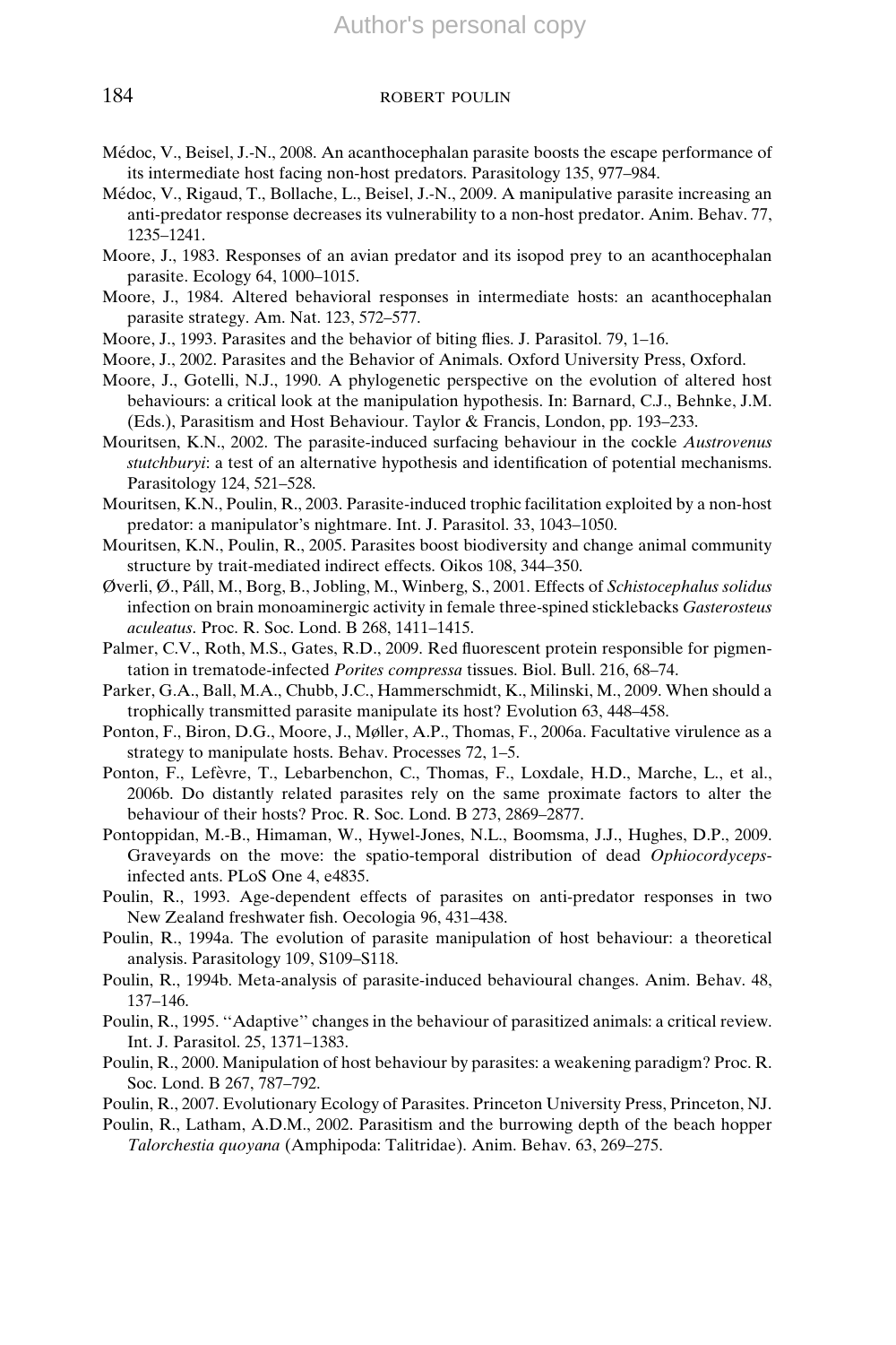Médoc, V., Beisel, J.-N., 2008. An acanthocephalan parasite boosts the escape performance of its intermediate host facing non-host predators. Parasitology 135, 977–984.

Médoc, V., Rigaud, T., Bollache, L., Beisel, J.-N., 2009. A manipulative parasite increasing an anti-predator response decreases its vulnerability to a non-host predator. Anim. Behav. 77, 1235–1241.

Moore, J., 1983. Responses of an avian predator and its isopod prey to an acanthocephalan parasite. Ecology 64, 1000–1015.

Moore, J., 1984. Altered behavioral responses in intermediate hosts: an acanthocephalan parasite strategy. Am. Nat. 123, 572–577.

Moore, J., 1993. Parasites and the behavior of biting flies. J. Parasitol. 79, 1–16.

Moore, J., 2002. Parasites and the Behavior of Animals. Oxford University Press, Oxford.

Moore, J., Gotelli, N.J., 1990. A phylogenetic perspective on the evolution of altered host behaviours: a critical look at the manipulation hypothesis. In: Barnard, C.J., Behnke, J.M. (Eds.), Parasitism and Host Behaviour. Taylor & Francis, London, pp. 193–233.

Mouritsen, K.N., 2002. The parasite-induced surfacing behaviour in the cockle *Austrovenus stutchburyi*: a test of an alternative hypothesis and identification of potential mechanisms. Parasitology 124, 521–528.

Mouritsen, K.N., Poulin, R., 2003. Parasite-induced trophic facilitation exploited by a non-host predator: a manipulator's nightmare. Int. J. Parasitol. 33, 1043–1050.

Mouritsen, K.N., Poulin, R., 2005. Parasites boost biodiversity and change animal community structure by trait-mediated indirect effects. Oikos 108, 344–350.

Øverli, Ø., Páll, M., Borg, B., Jobling, M., Winberg, S., 2001. Effects of *Schistocephalus solidus* infection on brain monoaminergic activity in female three-spined sticklebacks *Gasterosteus aculeatus*. Proc. R. Soc. Lond. B 268, 1411–1415.

Palmer, C.V., Roth, M.S., Gates, R.D., 2009. Red fluorescent protein responsible for pigmentation in trematode-infected *Porites compressa* tissues. Biol. Bull. 216, 68–74.

Parker, G.A., Ball, M.A., Chubb, J.C., Hammerschmidt, K., Milinski, M., 2009. When should a trophically transmitted parasite manipulate its host? Evolution 63, 448–458.

Ponton, F., Biron, D.G., Moore, J., Møller, A.P., Thomas, F., 2006a. Facultative virulence as a strategy to manipulate hosts. Behav. Processes 72, 1–5.

Ponton, F., Lefèvre, T., Lebarbenchon, C., Thomas, F., Loxdale, H.D., Marche, L., et al., 2006b. Do distantly related parasites rely on the same proximate factors to alter the behaviour of their hosts? Proc. R. Soc. Lond. B 273, 2869–2877.

Pontoppidan, M.-B., Himaman, W., Hywel-Jones, N.L., Boomsma, J.J., Hughes, D.P., 2009. Graveyards on the move: the spatio-temporal distribution of dead *Ophiocordyceps*-infected ants. PLoS One 4, e4835.

Poulin, R., 1993. Age-dependent effects of parasites on anti-predator responses in two New Zealand freshwater fish. Oecologia 96, 431–438.

Poulin, R., 1994a. The evolution of parasite manipulation of host behaviour: a theoretical analysis. Parasitology 109, S109–S118.

Poulin, R., 1994b. Meta-analysis of parasite-induced behavioural changes. Anim. Behav. 48, 137–146.

Poulin, R., 1995. "Adaptive" changes in the behaviour of parasitized animals: a critical review. Int. J. Parasitol. 25, 1371–1383.

Poulin, R., 2000. Manipulation of host behaviour by parasites: a weakening paradigm? Proc. R. Soc. Lond. B 267, 787–792.

Poulin, R., 2007. Evolutionary Ecology of Parasites. Princeton University Press, Princeton, NJ.

Poulin, R., Latham, A.D.M., 2002. Parasitism and the burrowing depth of the beach hopper *Talorchestia quoyana* (Amphipoda: Talitridae). Anim. Behav. 63, 269–275.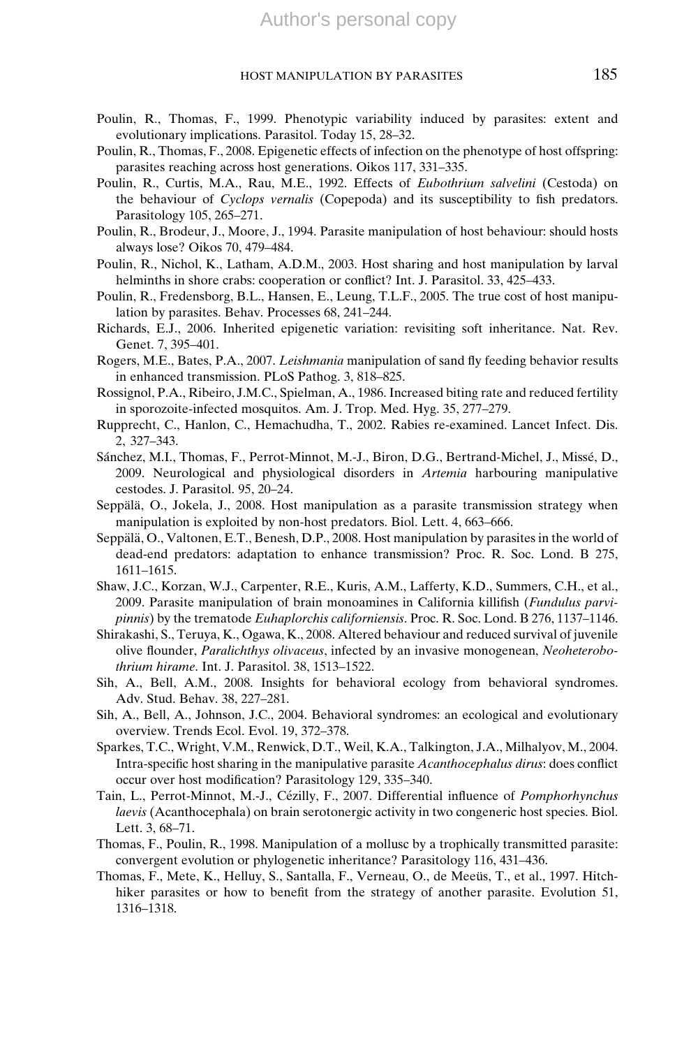Poulin, R., Thomas, F., 1999. Phenotypic variability induced by parasites: extent and evolutionary implications. Parasitol. Today 15, 28–32.

Poulin, R., Thomas, F., 2008. Epigenetic effects of infection on the phenotype of host offspring: parasites reaching across host generations. Oikos 117, 331–335.

Poulin, R., Curtis, M.A., Rau, M.E., 1992. Effects of *Eubothrium salvelini* (Cestoda) on the behaviour of *Cyclops vernalis* (Copepoda) and its susceptibility to fish predators. Parasitology 105, 265–271.

Poulin, R., Brodeur, J., Moore, J., 1994. Parasite manipulation of host behaviour: should hosts always lose? Oikos 70, 479–484.

Poulin, R., Nichol, K., Latham, A.D.M., 2003. Host sharing and host manipulation by larval helminths in shore crabs: cooperation or conflict? Int. J. Parasitol. 33, 425–433.

Poulin, R., Fredensborg, B.L., Hansen, E., Leung, T.L.F., 2005. The true cost of host manipulation by parasites. Behav. Processes 68, 241–244.

Richards, E.J., 2006. Inherited epigenetic variation: revisiting soft inheritance. Nat. Rev. Genet. 7, 395–401.

Rogers, M.E., Bates, P.A., 2007. *Leishmania* manipulation of sand fly feeding behavior results in enhanced transmission. PLoS Pathog. 3, 818–825.

Rossignol, P.A., Ribeiro, J.M.C., Spielman, A., 1986. Increased biting rate and reduced fertility in sporozoite-infected mosquitos. Am. J. Trop. Med. Hyg. 35, 277–279.

Rupprecht, C., Hanlon, C., Hemachudha, T., 2002. Rabies re-examined. Lancet Infect. Dis. 2, 327–343.

Sánchez, M.I., Thomas, F., Perrot-Minnot, M.-J., Biron, D.G., Bertrand-Michel, J., Missé, D., 2009. Neurological and physiological disorders in *Artemia* harbouring manipulative cestodes. J. Parasitol. 95, 20–24.

Seppälä, O., Jokela, J., 2008. Host manipulation as a parasite transmission strategy when manipulation is exploited by non-host predators. Biol. Lett. 4, 663–666.

Seppälä, O., Valtonen, E.T., Benesh, D.P., 2008. Host manipulation by parasites in the world of dead-end predators: adaptation to enhance transmission? Proc. R. Soc. Lond. B 275, 1611–1615.

Shaw, J.C., Korzan, W.J., Carpenter, R.E., Kuris, A.M., Lafferty, K.D., Summers, C.H., et al., 2009. Parasite manipulation of brain monoamines in California killifish (*Fundulus parvipinnis*) by the trematode *Euhaplorchis californiensis*. Proc. R. Soc. Lond. B 276, 1137–1146.

Shirakashi, S., Teruya, K., Ogawa, K., 2008. Altered behaviour and reduced survival of juvenile olive flounder, *Paralichthys olivaceus*, infected by an invasive monogenean, *Neoheterobothrium hirame*. Int. J. Parasitol. 38, 1513–1522.

Sih, A., Bell, A.M., 2008. Insights for behavioral ecology from behavioral syndromes. Adv. Stud. Behav. 38, 227–281.

Sih, A., Bell, A., Johnson, J.C., 2004. Behavioral syndromes: an ecological and evolutionary overview. Trends Ecol. Evol. 19, 372–378.

Sparkes, T.C., Wright, V.M., Renwick, D.T., Weil, K.A., Talkington, J.A., Milhalyov, M., 2004. Intra-specific host sharing in the manipulative parasite *Acanthocephalus dirus*: does conflict occur over host modification? Parasitology 129, 335–340.

Tain, L., Perrot-Minnot, M.-J., Cézilly, F., 2007. Differential influence of *Pomphorhynchus laevis* (Acanthocephala) on brain serotonergic activity in two congeneric host species. Biol. Lett. 3, 68–71.

Thomas, F., Poulin, R., 1998. Manipulation of a mollusc by a trophically transmitted parasite: convergent evolution or phylogenetic inheritance? Parasitology 116, 431–436.

Thomas, F., Mete, K., Helluy, S., Santalla, F., Verneau, O., de Meeüs, T., et al., 1997. Hitch-hiker parasites or how to benefit from the strategy of another parasite. Evolution 51, 1316–1318.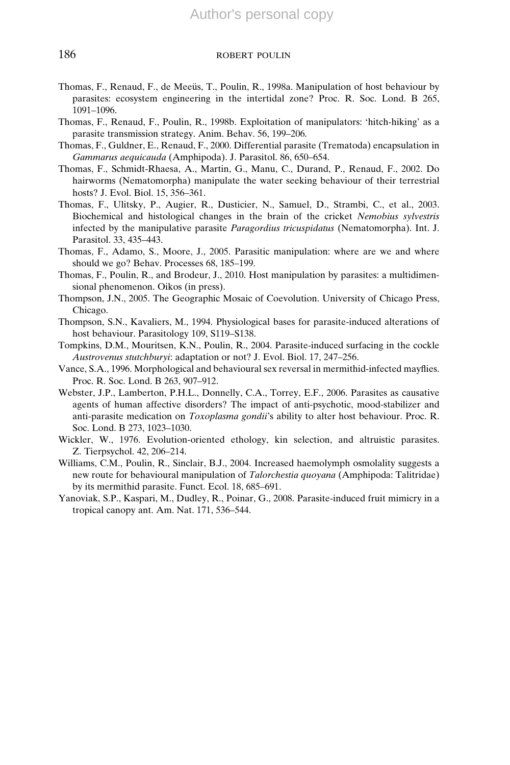Thomas, F., Renaud, F., de Meeüs, T., Poulin, R., 1998a. Manipulation of host behaviour by parasites: ecosystem engineering in the intertidal zone? Proc. R. Soc. Lond. B 265, 1091–1096.

Thomas, F., Renaud, F., Poulin, R., 1998b. Exploitation of manipulators: 'hitch-hiking' as a parasite transmission strategy. Anim. Behav. 56, 199–206.

Thomas, F., Guldner, E., Renaud, F., 2000. Differential parasite (Trematoda) encapsulation in *Gammarus aequicauda* (Amphipoda). J. Parasitol. 86, 650–654.

Thomas, F., Schmidt-Rhaesa, A., Martin, G., Manu, C., Durand, P., Renaud, F., 2002. Do hairworms (Nematomorpha) manipulate the water seeking behaviour of their terrestrial hosts? J. Evol. Biol. 15, 356–361.

Thomas, F., Ulitsky, P., Augier, R., Dusticier, N., Samuel, D., Strambi, C., et al., 2003. Biochemical and histological changes in the brain of the cricket *Nemobius sylvestris* infected by the manipulative parasite *Paragordius tricuspidatus* (Nematomorpha). Int. J. Parasitol. 33, 435–443.

Thomas, F., Adamo, S., Moore, J., 2005. Parasitic manipulation: where are we and where should we go? Behav. Processes 68, 185–199.

Thomas, F., Poulin, R., and Brodeur, J., 2010. Host manipulation by parasites: a multidimensional phenomenon. Oikos (in press).

Thompson, J.N., 2005. The Geographic Mosaic of Coevolution. University of Chicago Press, Chicago.

Thompson, S.N., Kavaliers, M., 1994. Physiological bases for parasite-induced alterations of host behaviour. Parasitology 109, S119–S138.

Tompkins, D.M., Mouritsen, K.N., Poulin, R., 2004. Parasite-induced surfacing in the cockle *Austrovenus stutchburyi*: adaptation or not? J. Evol. Biol. 17, 247–256.

Vance, S.A., 1996. Morphological and behavioural sex reversal in mermithid-infected mayflies. Proc. R. Soc. Lond. B 263, 907–912.

Webster, J.P., Lamberton, P.H.L., Donnelly, C.A., Torrey, E.F., 2006. Parasites as causative agents of human affective disorders? The impact of anti-psychotic, mood-stabilizer and anti-parasite medication on *Toxoplasma gondii*'s ability to alter host behaviour. Proc. R. Soc. Lond. B 273, 1023–1030.

Wickler, W., 1976. Evolution-oriented ethology, kin selection, and altruistic parasites. Z. Tierpsychol. 42, 206–214.

Williams, C.M., Poulin, R., Sinclair, B.J., 2004. Increased haemolymph osmolality suggests a new route for behavioural manipulation of *Talorchestia quoyana* (Amphipoda: Talitridae) by its mermithid parasite. Funct. Ecol. 18, 685–691.

Yanoviak, S.P., Kaspari, M., Dudley, R., Poinar, G., 2008. Parasite-induced fruit mimicry in a tropical canopy ant. Am. Nat. 171, 536–544.